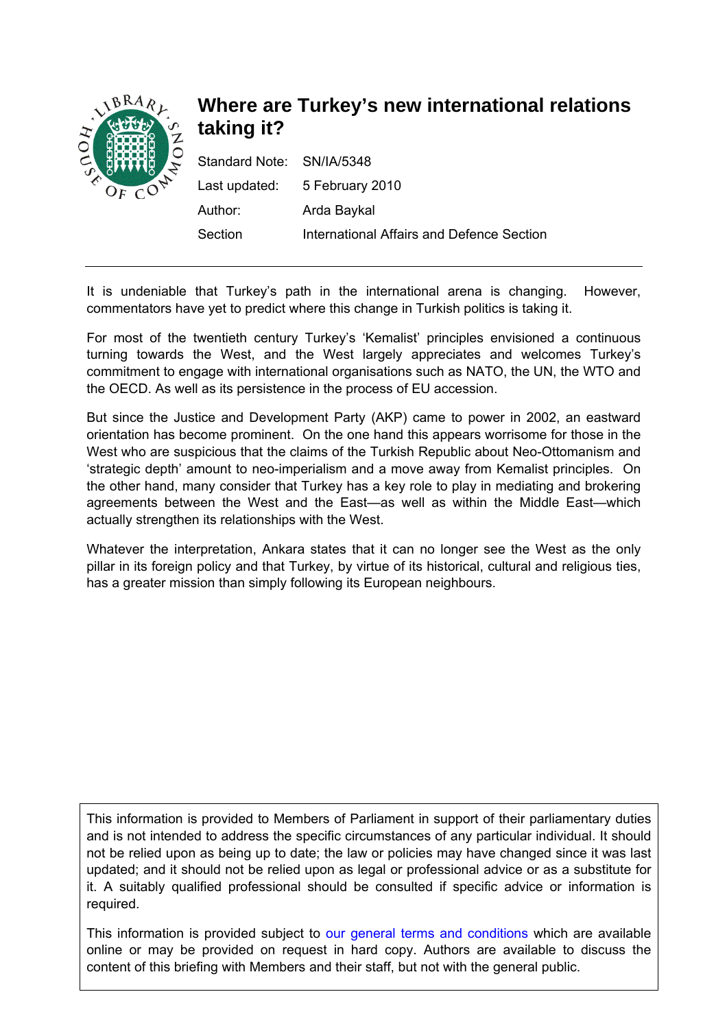# Where are Turkey's new international relations taking it?

Standard Note: SN/IA/5348

Last updated: 5 February 2010

Author: Arda Baykal

Section: International Affairs and Defence Section

---

It is undeniable that Turkey's path in the international arena is changing. However, commentators have yet to predict where this change in Turkish politics is taking it.

For most of the twentieth century Turkey's 'Kemalist' principles envisioned a continuous turning towards the West, and the West largely appreciates and welcomes Turkey's commitment to engage with international organisations such as NATO, the UN, the WTO and the OECD. As well as its persistence in the process of EU accession.

But since the Justice and Development Party (AKP) came to power in 2002, an eastward orientation has become prominent. On the one hand this appears worrisome for those in the West who are suspicious that the claims of the Turkish Republic about Neo-Ottomanism and 'strategic depth' amount to neo-imperialism and a move away from Kemalist principles. On the other hand, many consider that Turkey has a key role to play in mediating and brokering agreements between the West and the East—as well as within the Middle East—which actually strengthen its relationships with the West.

Whatever the interpretation, Ankara states that it can no longer see the West as the only pillar in its foreign policy and that Turkey, by virtue of its historical, cultural and religious ties, has a greater mission than simply following its European neighbours.

---

This information is provided to Members of Parliament in support of their parliamentary duties and is not intended to address the specific circumstances of any particular individual. It should not be relied upon as being up to date; the law or policies may have changed since it was last updated; and it should not be relied upon as legal or professional advice or as a substitute for it. A suitably qualified professional should be consulted if specific advice or information is required.

This information is provided subject to our general terms and conditions which are available online or may be provided on request in hard copy. Authors are available to discuss the content of this briefing with Members and their staff, but not with the general public.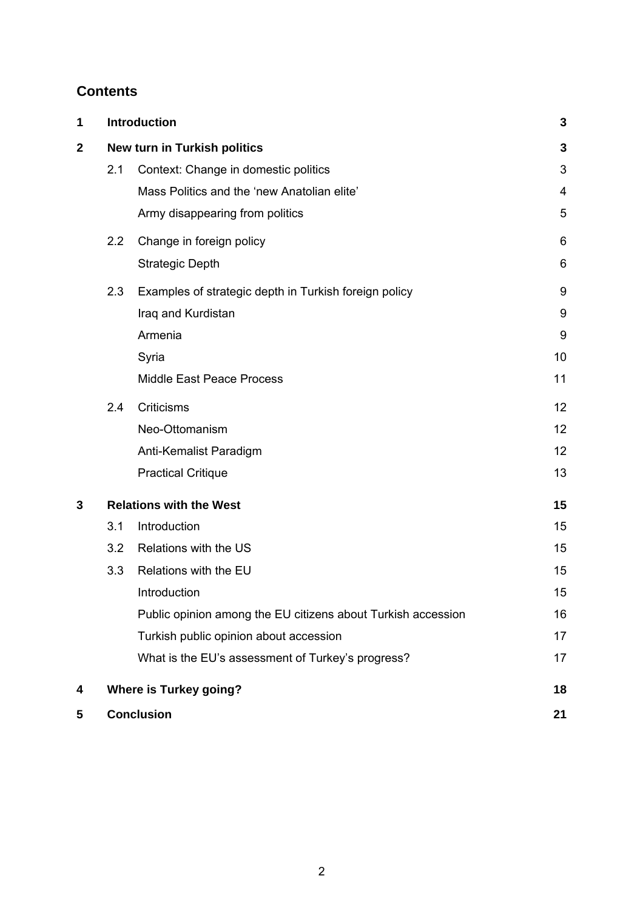## Contents

| | | | |
|---|---|---|---|
| **1** | **Introduction** | | **3** |
| **2** | **New turn in Turkish politics** | | **3** |
| | 2.1 | Context: Change in domestic politics | 3 |
| | | Mass Politics and the 'new Anatolian elite' | 4 |
| | | Army disappearing from politics | 5 |
| | 2.2 | Change in foreign policy | 6 |
| | | Strategic Depth | 6 |
| | 2.3 | Examples of strategic depth in Turkish foreign policy | 9 |
| | | Iraq and Kurdistan | 9 |
| | | Armenia | 9 |
| | | Syria | 10 |
| | | Middle East Peace Process | 11 |
| | 2.4 | Criticisms | 12 |
| | | Neo-Ottomanism | 12 |
| | | Anti-Kemalist Paradigm | 12 |
| | | Practical Critique | 13 |
| **3** | **Relations with the West** | | **15** |
| | 3.1 | Introduction | 15 |
| | 3.2 | Relations with the US | 15 |
| | 3.3 | Relations with the EU | 15 |
| | | Introduction | 15 |
| | | Public opinion among the EU citizens about Turkish accession | 16 |
| | | Turkish public opinion about accession | 17 |
| | | What is the EU's assessment of Turkey's progress? | 17 |
| **4** | **Where is Turkey going?** | | **18** |
| **5** | **Conclusion** | | **21** |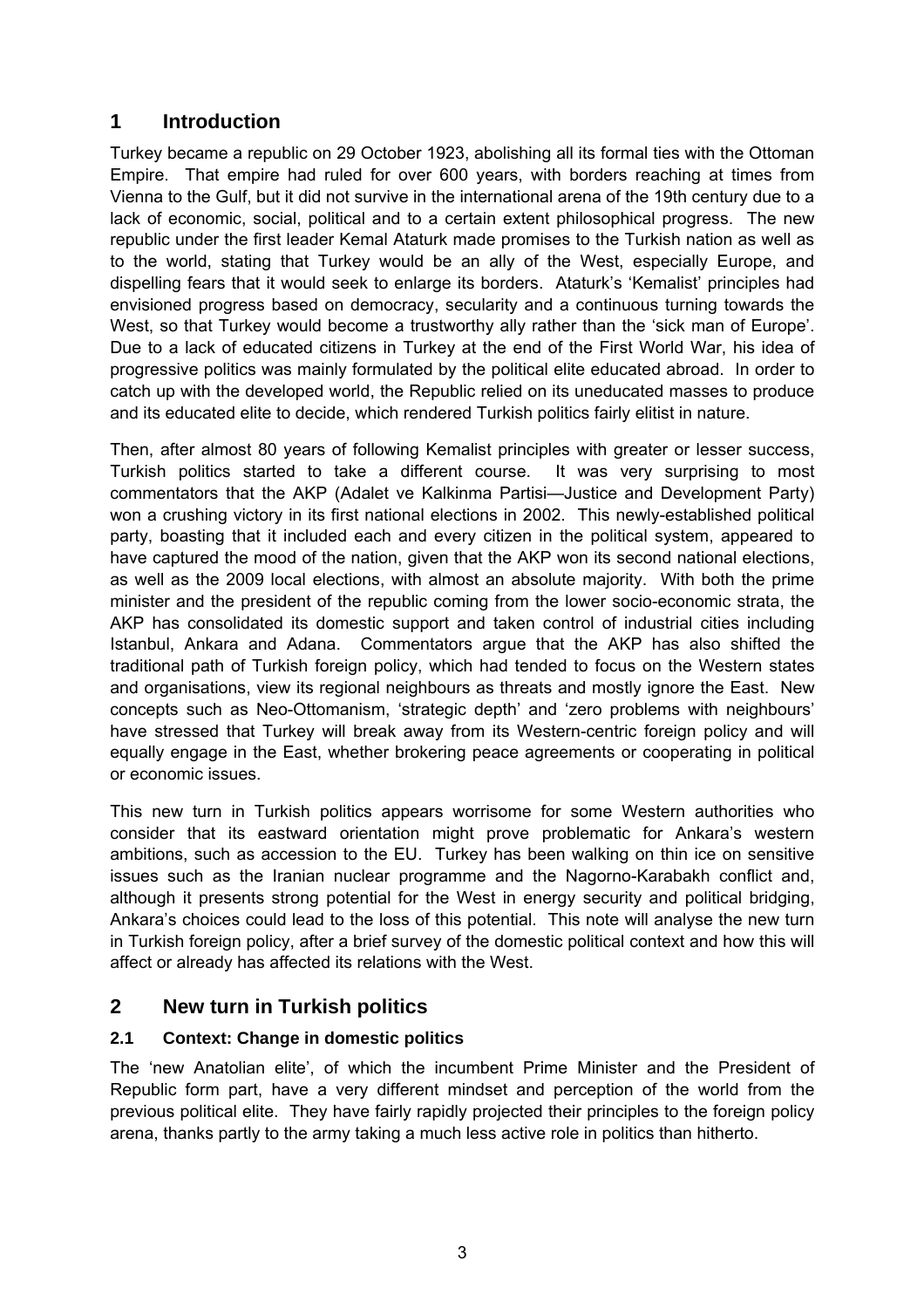# 1 Introduction

Turkey became a republic on 29 October 1923, abolishing all its formal ties with the Ottoman Empire. That empire had ruled for over 600 years, with borders reaching at times from Vienna to the Gulf, but it did not survive in the international arena of the 19th century due to a lack of economic, social, political and to a certain extent philosophical progress. The new republic under the first leader Kemal Ataturk made promises to the Turkish nation as well as to the world, stating that Turkey would be an ally of the West, especially Europe, and dispelling fears that it would seek to enlarge its borders. Ataturk's 'Kemalist' principles had envisioned progress based on democracy, secularity and a continuous turning towards the West, so that Turkey would become a trustworthy ally rather than the 'sick man of Europe'. Due to a lack of educated citizens in Turkey at the end of the First World War, his idea of progressive politics was mainly formulated by the political elite educated abroad. In order to catch up with the developed world, the Republic relied on its uneducated masses to produce and its educated elite to decide, which rendered Turkish politics fairly elitist in nature.

Then, after almost 80 years of following Kemalist principles with greater or lesser success, Turkish politics started to take a different course. It was very surprising to most commentators that the AKP (Adalet ve Kalkinma Partisi—Justice and Development Party) won a crushing victory in its first national elections in 2002. This newly-established political party, boasting that it included each and every citizen in the political system, appeared to have captured the mood of the nation, given that the AKP won its second national elections, as well as the 2009 local elections, with almost an absolute majority. With both the prime minister and the president of the republic coming from the lower socio-economic strata, the AKP has consolidated its domestic support and taken control of industrial cities including Istanbul, Ankara and Adana. Commentators argue that the AKP has also shifted the traditional path of Turkish foreign policy, which had tended to focus on the Western states and organisations, view its regional neighbours as threats and mostly ignore the East. New concepts such as Neo-Ottomanism, 'strategic depth' and 'zero problems with neighbours' have stressed that Turkey will break away from its Western-centric foreign policy and will equally engage in the East, whether brokering peace agreements or cooperating in political or economic issues.

This new turn in Turkish politics appears worrisome for some Western authorities who consider that its eastward orientation might prove problematic for Ankara's western ambitions, such as accession to the EU. Turkey has been walking on thin ice on sensitive issues such as the Iranian nuclear programme and the Nagorno-Karabakh conflict and, although it presents strong potential for the West in energy security and political bridging, Ankara's choices could lead to the loss of this potential. This note will analyse the new turn in Turkish foreign policy, after a brief survey of the domestic political context and how this will affect or already has affected its relations with the West.

# 2 New turn in Turkish politics

## 2.1 Context: Change in domestic politics

The 'new Anatolian elite', of which the incumbent Prime Minister and the President of Republic form part, have a very different mindset and perception of the world from the previous political elite. They have fairly rapidly projected their principles to the foreign policy arena, thanks partly to the army taking a much less active role in politics than hitherto.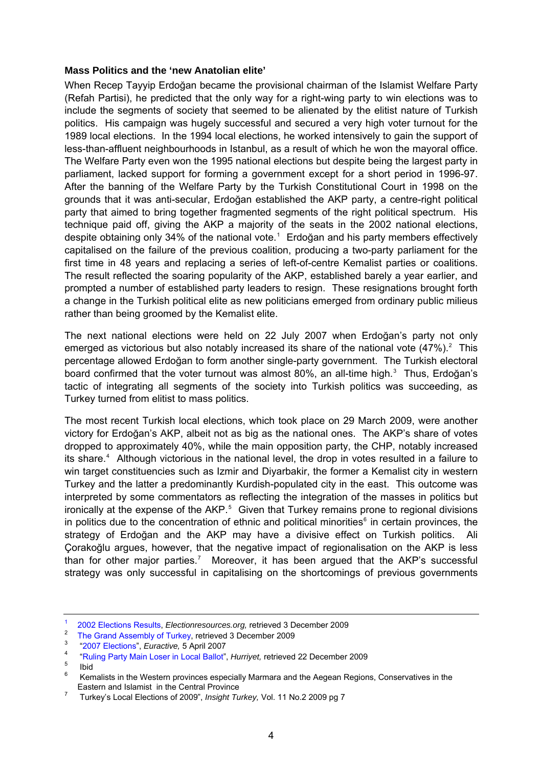**Mass Politics and the 'new Anatolian elite'**

When Recep Tayyip Erdoğan became the provisional chairman of the Islamist Welfare Party (Refah Partisi), he predicted that the only way for a right-wing party to win elections was to include the segments of society that seemed to be alienated by the elitist nature of Turkish politics. His campaign was hugely successful and secured a very high voter turnout for the 1989 local elections. In the 1994 local elections, he worked intensively to gain the support of less-than-affluent neighbourhoods in Istanbul, as a result of which he won the mayoral office. The Welfare Party even won the 1995 national elections but despite being the largest party in parliament, lacked support for forming a government except for a short period in 1996-97. After the banning of the Welfare Party by the Turkish Constitutional Court in 1998 on the grounds that it was anti-secular, Erdoğan established the AKP party, a centre-right political party that aimed to bring together fragmented segments of the right political spectrum. His technique paid off, giving the AKP a majority of the seats in the 2002 national elections, despite obtaining only 34% of the national vote.[1] Erdoğan and his party members effectively capitalised on the failure of the previous coalition, producing a two-party parliament for the first time in 48 years and replacing a series of left-of-centre Kemalist parties or coalitions. The result reflected the soaring popularity of the AKP, established barely a year earlier, and prompted a number of established party leaders to resign. These resignations brought forth a change in the Turkish political elite as new politicians emerged from ordinary public milieus rather than being groomed by the Kemalist elite.

The next national elections were held on 22 July 2007 when Erdoğan's party not only emerged as victorious but also notably increased its share of the national vote (47%).[2] This percentage allowed Erdoğan to form another single-party government. The Turkish electoral board confirmed that the voter turnout was almost 80%, an all-time high.[3] Thus, Erdoğan's tactic of integrating all segments of the society into Turkish politics was succeeding, as Turkey turned from elitist to mass politics.

The most recent Turkish local elections, which took place on 29 March 2009, were another victory for Erdoğan's AKP, albeit not as big as the national ones. The AKP's share of votes dropped to approximately 40%, while the main opposition party, the CHP, notably increased its share.[4] Although victorious in the national level, the drop in votes resulted in a failure to win target constituencies such as Izmir and Diyarbakir, the former a Kemalist city in western Turkey and the latter a predominantly Kurdish-populated city in the east. This outcome was interpreted by some commentators as reflecting the integration of the masses in politics but ironically at the expense of the AKP.[5] Given that Turkey remains prone to regional divisions in politics due to the concentration of ethnic and political minorities[6] in certain provinces, the strategy of Erdoğan and the AKP may have a divisive effect on Turkish politics. Ali Çorakoğlu argues, however, that the negative impact of regionalisation on the AKP is less than for other major parties.[7] Moreover, it has been argued that the AKP's successful strategy was only successful in capitalising on the shortcomings of previous governments

---

[1] 2002 Elections Results, *Electionresources.org,* retrieved 3 December 2009

[2] The Grand Assembly of Turkey, retrieved 3 December 2009

[3] "2007 Elections", *Euractive,* 5 April 2007

[4] "Ruling Party Main Loser in Local Ballot", *Hurriyet,* retrieved 22 December 2009

[5] Ibid

[6] Kemalists in the Western provinces especially Marmara and the Aegean Regions, Conservatives in the Eastern and Islamist in the Central Province

[7] Turkey's Local Elections of 2009", *Insight Turkey,* Vol. 11 No.2 2009 pg 7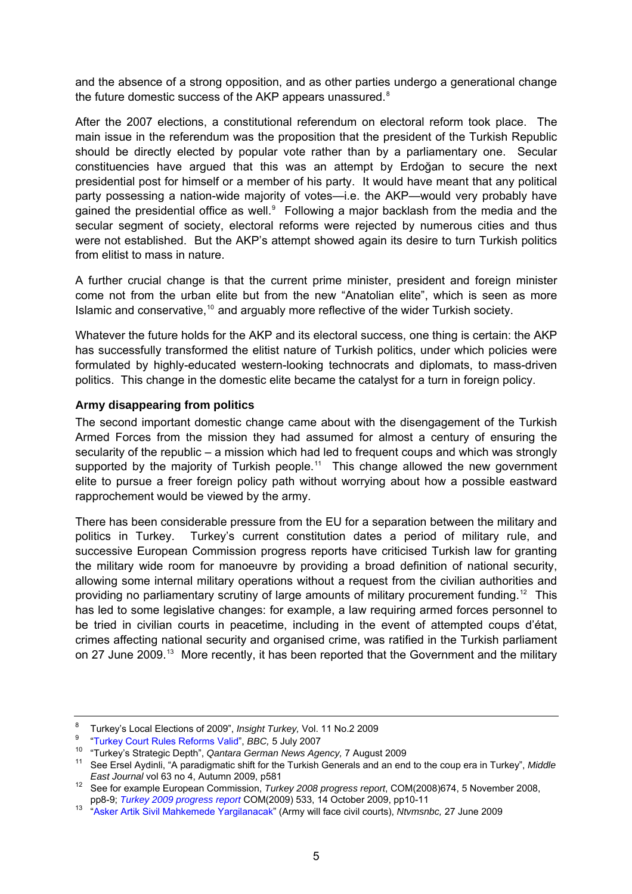and the absence of a strong opposition, and as other parties undergo a generational change the future domestic success of the AKP appears unassured.[8]

After the 2007 elections, a constitutional referendum on electoral reform took place. The main issue in the referendum was the proposition that the president of the Turkish Republic should be directly elected by popular vote rather than by a parliamentary one. Secular constituencies have argued that this was an attempt by Erdoğan to secure the next presidential post for himself or a member of his party. It would have meant that any political party possessing a nation-wide majority of votes—i.e. the AKP—would very probably have gained the presidential office as well.[9] Following a major backlash from the media and the secular segment of society, electoral reforms were rejected by numerous cities and thus were not established. But the AKP's attempt showed again its desire to turn Turkish politics from elitist to mass in nature.

A further crucial change is that the current prime minister, president and foreign minister come not from the urban elite but from the new "Anatolian elite", which is seen as more Islamic and conservative,[10] and arguably more reflective of the wider Turkish society.

Whatever the future holds for the AKP and its electoral success, one thing is certain: the AKP has successfully transformed the elitist nature of Turkish politics, under which policies were formulated by highly-educated western-looking technocrats and diplomats, to mass-driven politics. This change in the domestic elite became the catalyst for a turn in foreign policy.

### Army disappearing from politics

The second important domestic change came about with the disengagement of the Turkish Armed Forces from the mission they had assumed for almost a century of ensuring the secularity of the republic – a mission which had led to frequent coups and which was strongly supported by the majority of Turkish people.[11] This change allowed the new government elite to pursue a freer foreign policy path without worrying about how a possible eastward rapprochement would be viewed by the army.

There has been considerable pressure from the EU for a separation between the military and politics in Turkey. Turkey's current constitution dates a period of military rule, and successive European Commission progress reports have criticised Turkish law for granting the military wide room for manoeuvre by providing a broad definition of national security, allowing some internal military operations without a request from the civilian authorities and providing no parliamentary scrutiny of large amounts of military procurement funding.[12] This has led to some legislative changes: for example, a law requiring armed forces personnel to be tried in civilian courts in peacetime, including in the event of attempted coups d'état, crimes affecting national security and organised crime, was ratified in the Turkish parliament on 27 June 2009.[13] More recently, it has been reported that the Government and the military

---

[8] Turkey's Local Elections of 2009", *Insight Turkey,* Vol. 11 No.2 2009

[9] "Turkey Court Rules Reforms Valid", *BBC,* 5 July 2007

[10] "Turkey's Strategic Depth", *Qantara German News Agency,* 7 August 2009

[11] See Ersel Aydinli, "A paradigmatic shift for the Turkish Generals and an end to the coup era in Turkey", *Middle East Journal* vol 63 no 4, Autumn 2009, p581

[12] See for example European Commission, *Turkey 2008 progress report*, COM(2008)674, 5 November 2008, pp8-9; *Turkey 2009 progress report* COM(2009) 533, 14 October 2009, pp10-11

[13] "Asker Artik Sivil Mahkemede Yargilanacak" (Army will face civil courts), *Ntvmsnbc,* 27 June 2009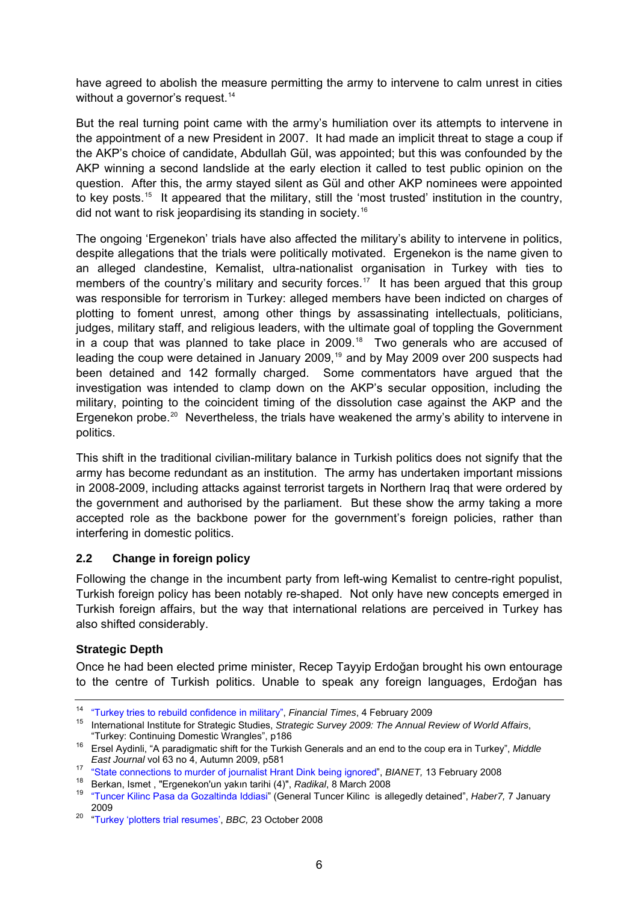have agreed to abolish the measure permitting the army to intervene to calm unrest in cities without a governor's request.[14]

But the real turning point came with the army's humiliation over its attempts to intervene in the appointment of a new President in 2007. It had made an implicit threat to stage a coup if the AKP's choice of candidate, Abdullah Gül, was appointed; but this was confounded by the AKP winning a second landslide at the early election it called to test public opinion on the question. After this, the army stayed silent as Gül and other AKP nominees were appointed to key posts.[15] It appeared that the military, still the 'most trusted' institution in the country, did not want to risk jeopardising its standing in society.[16]

The ongoing 'Ergenekon' trials have also affected the military's ability to intervene in politics, despite allegations that the trials were politically motivated. Ergenekon is the name given to an alleged clandestine, Kemalist, ultra-nationalist organisation in Turkey with ties to members of the country's military and security forces.[17] It has been argued that this group was responsible for terrorism in Turkey: alleged members have been indicted on charges of plotting to foment unrest, among other things by assassinating intellectuals, politicians, judges, military staff, and religious leaders, with the ultimate goal of toppling the Government in a coup that was planned to take place in 2009.[18] Two generals who are accused of leading the coup were detained in January 2009,[19] and by May 2009 over 200 suspects had been detained and 142 formally charged. Some commentators have argued that the investigation was intended to clamp down on the AKP's secular opposition, including the military, pointing to the coincident timing of the dissolution case against the AKP and the Ergenekon probe.[20] Nevertheless, the trials have weakened the army's ability to intervene in politics.

This shift in the traditional civilian-military balance in Turkish politics does not signify that the army has become redundant as an institution. The army has undertaken important missions in 2008-2009, including attacks against terrorist targets in Northern Iraq that were ordered by the government and authorised by the parliament. But these show the army taking a more accepted role as the backbone power for the government's foreign policies, rather than interfering in domestic politics.

## 2.2 Change in foreign policy

Following the change in the incumbent party from left-wing Kemalist to centre-right populist, Turkish foreign policy has been notably re-shaped. Not only have new concepts emerged in Turkish foreign affairs, but the way that international relations are perceived in Turkey has also shifted considerably.

### Strategic Depth

Once he had been elected prime minister, Recep Tayyip Erdoğan brought his own entourage to the centre of Turkish politics. Unable to speak any foreign languages, Erdoğan has

---

[14] "Turkey tries to rebuild confidence in military", *Financial Times*, 4 February 2009

[15] International Institute for Strategic Studies, *Strategic Survey 2009: The Annual Review of World Affairs*, "Turkey: Continuing Domestic Wrangles", p186

[16] Ersel Aydinli, "A paradigmatic shift for the Turkish Generals and an end to the coup era in Turkey", *Middle East Journal* vol 63 no 4, Autumn 2009, p581

[17] "State connections to murder of journalist Hrant Dink being ignored", *BIANET,* 13 February 2008

[18] Berkan, Ismet , "Ergenekon'un yakın tarihi (4)", *Radikal*, 8 March 2008

[19] "Tuncer Kilinc Pasa da Gozaltinda Iddiasi" (General Tuncer Kilinc is allegedly detained", *Haber7,* 7 January 2009

[20] "Turkey 'plotters trial resumes', *BBC,* 23 October 2008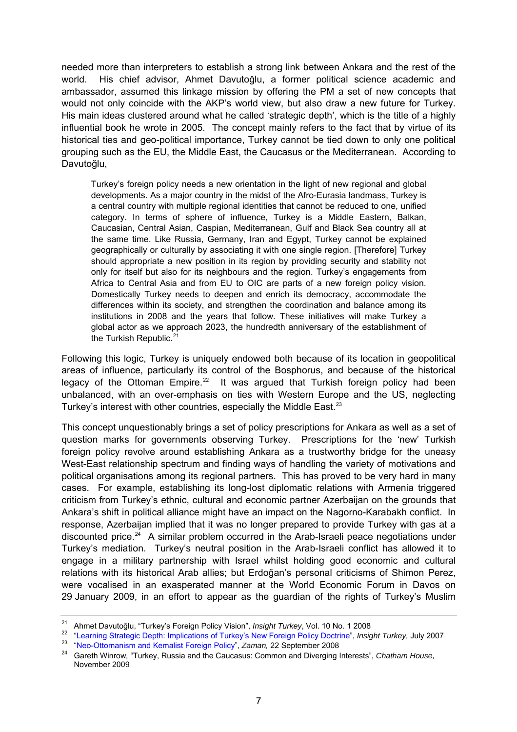needed more than interpreters to establish a strong link between Ankara and the rest of the world. His chief advisor, Ahmet Davutoğlu, a former political science academic and ambassador, assumed this linkage mission by offering the PM a set of new concepts that would not only coincide with the AKP's world view, but also draw a new future for Turkey. His main ideas clustered around what he called 'strategic depth', which is the title of a highly influential book he wrote in 2005. The concept mainly refers to the fact that by virtue of its historical ties and geo-political importance, Turkey cannot be tied down to only one political grouping such as the EU, the Middle East, the Caucasus or the Mediterranean. According to Davutoğlu,

> Turkey's foreign policy needs a new orientation in the light of new regional and global developments. As a major country in the midst of the Afro-Eurasia landmass, Turkey is a central country with multiple regional identities that cannot be reduced to one, unified category. In terms of sphere of influence, Turkey is a Middle Eastern, Balkan, Caucasian, Central Asian, Caspian, Mediterranean, Gulf and Black Sea country all at the same time. Like Russia, Germany, Iran and Egypt, Turkey cannot be explained geographically or culturally by associating it with one single region. [Therefore] Turkey should appropriate a new position in its region by providing security and stability not only for itself but also for its neighbours and the region. Turkey's engagements from Africa to Central Asia and from EU to OIC are parts of a new foreign policy vision. Domestically Turkey needs to deepen and enrich its democracy, accommodate the differences within its society, and strengthen the coordination and balance among its institutions in 2008 and the years that follow. These initiatives will make Turkey a global actor as we approach 2023, the hundredth anniversary of the establishment of the Turkish Republic.[21]

Following this logic, Turkey is uniquely endowed both because of its location in geopolitical areas of influence, particularly its control of the Bosphorus, and because of the historical legacy of the Ottoman Empire.[22] It was argued that Turkish foreign policy had been unbalanced, with an over-emphasis on ties with Western Europe and the US, neglecting Turkey's interest with other countries, especially the Middle East.[23]

This concept unquestionably brings a set of policy prescriptions for Ankara as well as a set of question marks for governments observing Turkey. Prescriptions for the 'new' Turkish foreign policy revolve around establishing Ankara as a trustworthy bridge for the uneasy West-East relationship spectrum and finding ways of handling the variety of motivations and political organisations among its regional partners. This has proved to be very hard in many cases. For example, establishing its long-lost diplomatic relations with Armenia triggered criticism from Turkey's ethnic, cultural and economic partner Azerbaijan on the grounds that Ankara's shift in political alliance might have an impact on the Nagorno-Karabakh conflict. In response, Azerbaijan implied that it was no longer prepared to provide Turkey with gas at a discounted price.[24] A similar problem occurred in the Arab-Israeli peace negotiations under Turkey's mediation. Turkey's neutral position in the Arab-Israeli conflict has allowed it to engage in a military partnership with Israel whilst holding good economic and cultural relations with its historical Arab allies; but Erdoğan's personal criticisms of Shimon Perez, were vocalised in an exasperated manner at the World Economic Forum in Davos on 29 January 2009, in an effort to appear as the guardian of the rights of Turkey's Muslim

---

[21] Ahmet Davutoğlu, "Turkey's Foreign Policy Vision", *Insight Turkey*, Vol. 10 No. 1 2008

[22] "Learning Strategic Depth: Implications of Turkey's New Foreign Policy Doctrine", *Insight Turkey,* July 2007

[23] "Neo-Ottomanism and Kemalist Foreign Policy", *Zaman,* 22 September 2008

[24] Gareth Winrow, "Turkey, Russia and the Caucasus: Common and Diverging Interests", *Chatham House,* November 2009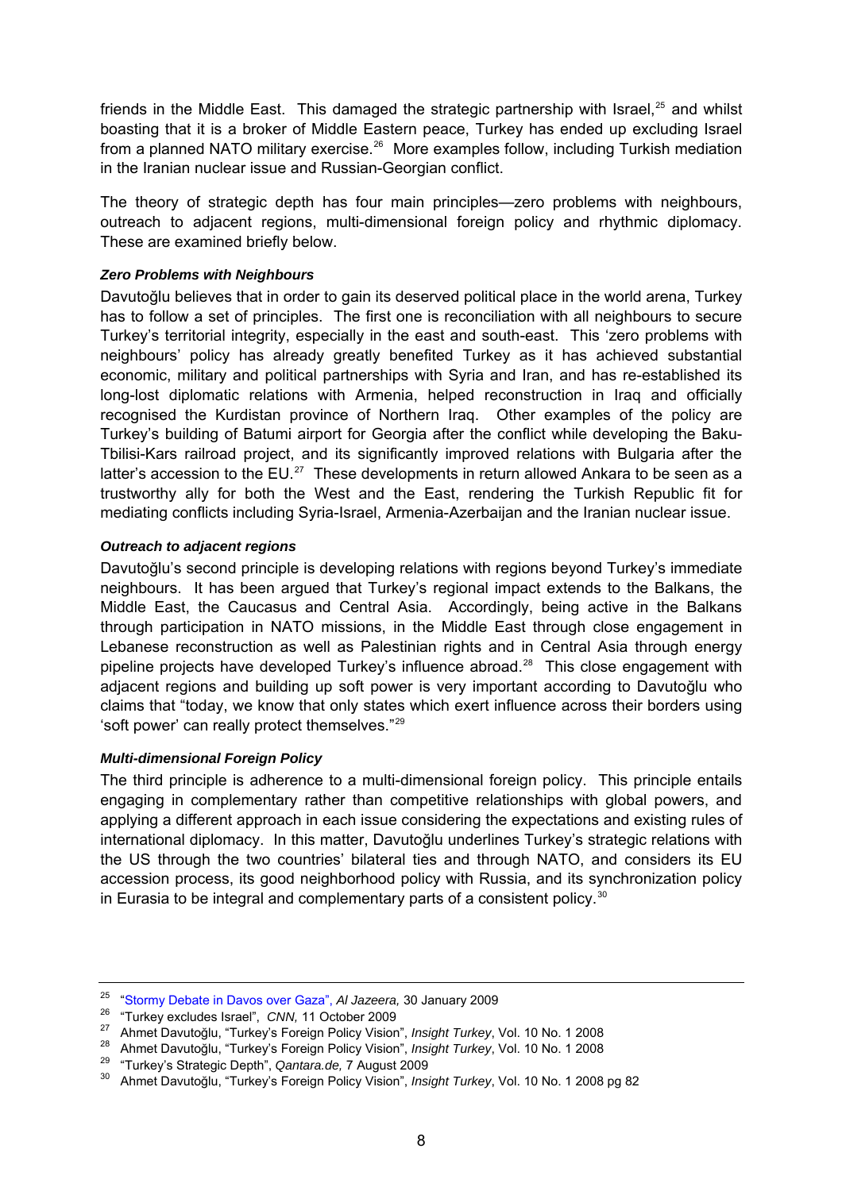friends in the Middle East. This damaged the strategic partnership with Israel,[25] and whilst boasting that it is a broker of Middle Eastern peace, Turkey has ended up excluding Israel from a planned NATO military exercise.[26] More examples follow, including Turkish mediation in the Iranian nuclear issue and Russian-Georgian conflict.

The theory of strategic depth has four main principles—zero problems with neighbours, outreach to adjacent regions, multi-dimensional foreign policy and rhythmic diplomacy. These are examined briefly below.

***Zero Problems with Neighbours***

Davutoğlu believes that in order to gain its deserved political place in the world arena, Turkey has to follow a set of principles. The first one is reconciliation with all neighbours to secure Turkey's territorial integrity, especially in the east and south-east. This 'zero problems with neighbours' policy has already greatly benefited Turkey as it has achieved substantial economic, military and political partnerships with Syria and Iran, and has re-established its long-lost diplomatic relations with Armenia, helped reconstruction in Iraq and officially recognised the Kurdistan province of Northern Iraq. Other examples of the policy are Turkey's building of Batumi airport for Georgia after the conflict while developing the Baku-Tbilisi-Kars railroad project, and its significantly improved relations with Bulgaria after the latter's accession to the EU.[27] These developments in return allowed Ankara to be seen as a trustworthy ally for both the West and the East, rendering the Turkish Republic fit for mediating conflicts including Syria-Israel, Armenia-Azerbaijan and the Iranian nuclear issue.

***Outreach to adjacent regions***

Davutoğlu's second principle is developing relations with regions beyond Turkey's immediate neighbours. It has been argued that Turkey's regional impact extends to the Balkans, the Middle East, the Caucasus and Central Asia. Accordingly, being active in the Balkans through participation in NATO missions, in the Middle East through close engagement in Lebanese reconstruction as well as Palestinian rights and in Central Asia through energy pipeline projects have developed Turkey's influence abroad.[28] This close engagement with adjacent regions and building up soft power is very important according to Davutoğlu who claims that "today, we know that only states which exert influence across their borders using 'soft power' can really protect themselves."[29]

***Multi-dimensional Foreign Policy***

The third principle is adherence to a multi-dimensional foreign policy. This principle entails engaging in complementary rather than competitive relationships with global powers, and applying a different approach in each issue considering the expectations and existing rules of international diplomacy. In this matter, Davutoğlu underlines Turkey's strategic relations with the US through the two countries' bilateral ties and through NATO, and considers its EU accession process, its good neighborhood policy with Russia, and its synchronization policy in Eurasia to be integral and complementary parts of a consistent policy.[30]

---

[25] "Stormy Debate in Davos over Gaza", *Al Jazeera,* 30 January 2009

[26] "Turkey excludes Israel", *CNN,* 11 October 2009

[27] Ahmet Davutoğlu, "Turkey's Foreign Policy Vision", *Insight Turkey*, Vol. 10 No. 1 2008

[28] Ahmet Davutoğlu, "Turkey's Foreign Policy Vision", *Insight Turkey*, Vol. 10 No. 1 2008

[29] "Turkey's Strategic Depth", *Qantara.de,* 7 August 2009

[30] Ahmet Davutoğlu, "Turkey's Foreign Policy Vision", *Insight Turkey*, Vol. 10 No. 1 2008 pg 82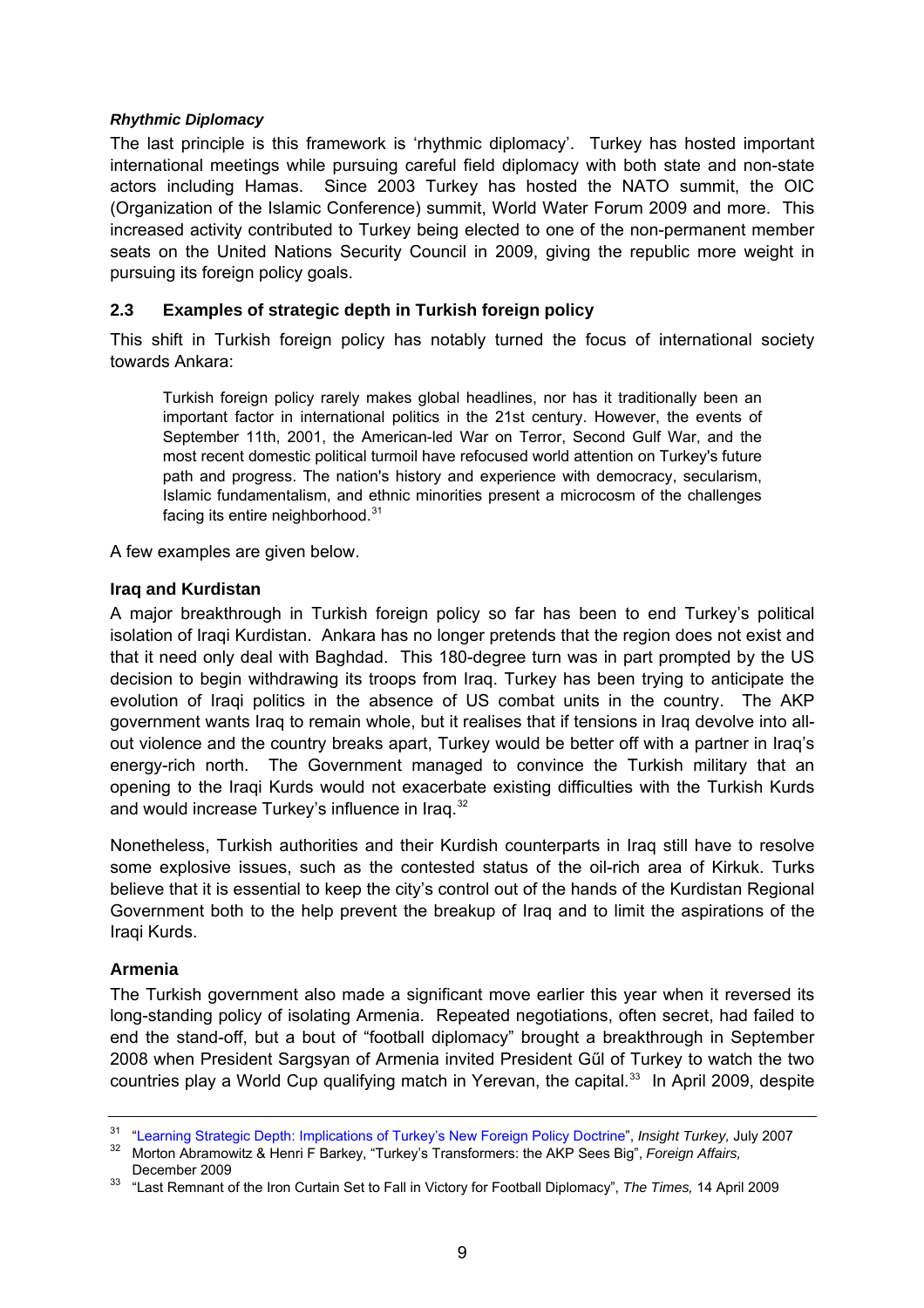#### *Rhythmic Diplomacy*

The last principle is this framework is 'rhythmic diplomacy'. Turkey has hosted important international meetings while pursuing careful field diplomacy with both state and non-state actors including Hamas. Since 2003 Turkey has hosted the NATO summit, the OIC (Organization of the Islamic Conference) summit, World Water Forum 2009 and more. This increased activity contributed to Turkey being elected to one of the non-permanent member seats on the United Nations Security Council in 2009, giving the republic more weight in pursuing its foreign policy goals.

### 2.3 Examples of strategic depth in Turkish foreign policy

This shift in Turkish foreign policy has notably turned the focus of international society towards Ankara:

> Turkish foreign policy rarely makes global headlines, nor has it traditionally been an important factor in international politics in the 21st century. However, the events of September 11th, 2001, the American-led War on Terror, Second Gulf War, and the most recent domestic political turmoil have refocused world attention on Turkey's future path and progress. The nation's history and experience with democracy, secularism, Islamic fundamentalism, and ethnic minorities present a microcosm of the challenges facing its entire neighborhood.[31]

A few examples are given below.

#### Iraq and Kurdistan

A major breakthrough in Turkish foreign policy so far has been to end Turkey's political isolation of Iraqi Kurdistan. Ankara has no longer pretends that the region does not exist and that it need only deal with Baghdad. This 180-degree turn was in part prompted by the US decision to begin withdrawing its troops from Iraq. Turkey has been trying to anticipate the evolution of Iraqi politics in the absence of US combat units in the country. The AKP government wants Iraq to remain whole, but it realises that if tensions in Iraq devolve into all-out violence and the country breaks apart, Turkey would be better off with a partner in Iraq's energy-rich north. The Government managed to convince the Turkish military that an opening to the Iraqi Kurds would not exacerbate existing difficulties with the Turkish Kurds and would increase Turkey's influence in Iraq.[32]

Nonetheless, Turkish authorities and their Kurdish counterparts in Iraq still have to resolve some explosive issues, such as the contested status of the oil-rich area of Kirkuk. Turks believe that it is essential to keep the city's control out of the hands of the Kurdistan Regional Government both to the help prevent the breakup of Iraq and to limit the aspirations of the Iraqi Kurds.

#### Armenia

The Turkish government also made a significant move earlier this year when it reversed its long-standing policy of isolating Armenia. Repeated negotiations, often secret, had failed to end the stand-off, but a bout of "football diplomacy" brought a breakthrough in September 2008 when President Sargsyan of Armenia invited President Gűl of Turkey to watch the two countries play a World Cup qualifying match in Yerevan, the capital.[33] In April 2009, despite

---

[31] "Learning Strategic Depth: Implications of Turkey's New Foreign Policy Doctrine", *Insight Turkey,* July 2007

[32] Morton Abramowitz & Henri F Barkey, "Turkey's Transformers: the AKP Sees Big", *Foreign Affairs,* December 2009

[33] "Last Remnant of the Iron Curtain Set to Fall in Victory for Football Diplomacy", *The Times,* 14 April 2009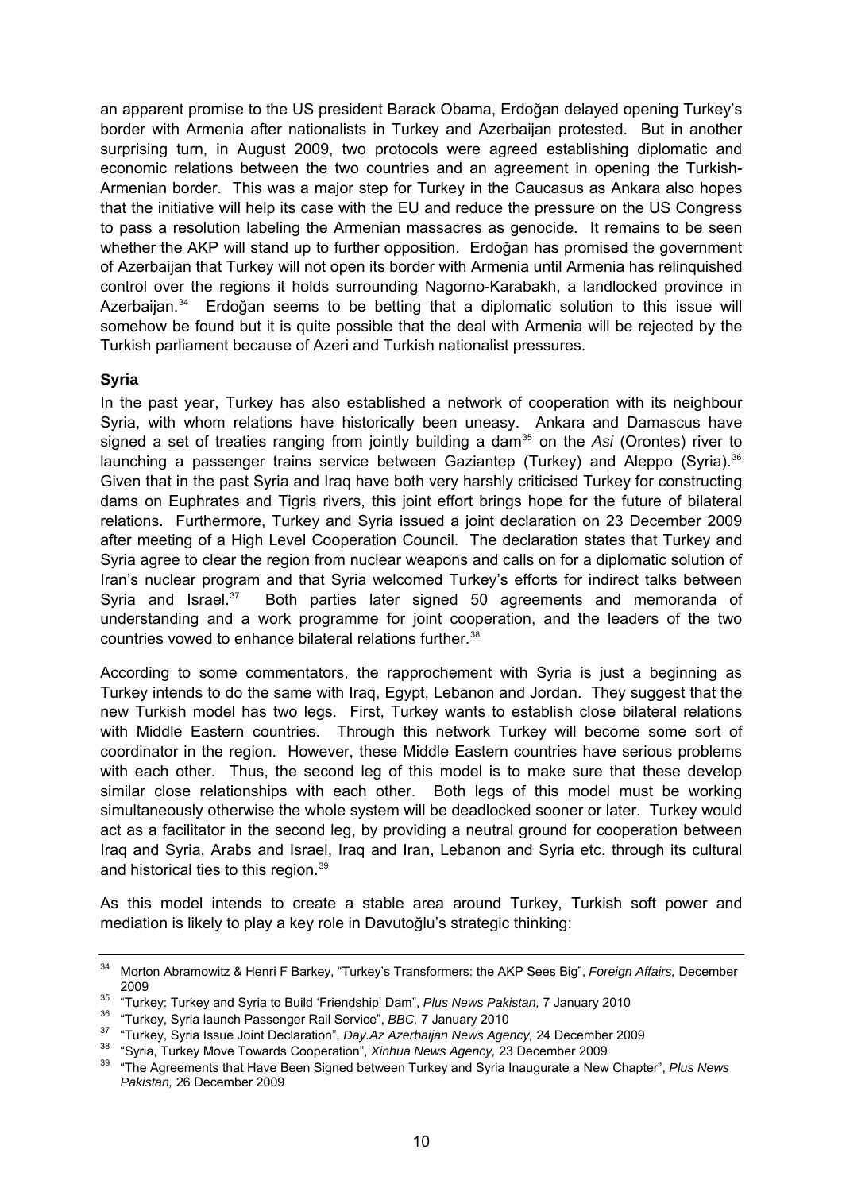an apparent promise to the US president Barack Obama, Erdoğan delayed opening Turkey's border with Armenia after nationalists in Turkey and Azerbaijan protested. But in another surprising turn, in August 2009, two protocols were agreed establishing diplomatic and economic relations between the two countries and an agreement in opening the Turkish-Armenian border. This was a major step for Turkey in the Caucasus as Ankara also hopes that the initiative will help its case with the EU and reduce the pressure on the US Congress to pass a resolution labeling the Armenian massacres as genocide. It remains to be seen whether the AKP will stand up to further opposition. Erdoğan has promised the government of Azerbaijan that Turkey will not open its border with Armenia until Armenia has relinquished control over the regions it holds surrounding Nagorno-Karabakh, a landlocked province in Azerbaijan.[34] Erdoğan seems to be betting that a diplomatic solution to this issue will somehow be found but it is quite possible that the deal with Armenia will be rejected by the Turkish parliament because of Azeri and Turkish nationalist pressures.

**Syria**

In the past year, Turkey has also established a network of cooperation with its neighbour Syria, with whom relations have historically been uneasy. Ankara and Damascus have signed a set of treaties ranging from jointly building a dam[35] on the *Asi* (Orontes) river to launching a passenger trains service between Gaziantep (Turkey) and Aleppo (Syria).[36] Given that in the past Syria and Iraq have both very harshly criticised Turkey for constructing dams on Euphrates and Tigris rivers, this joint effort brings hope for the future of bilateral relations. Furthermore, Turkey and Syria issued a joint declaration on 23 December 2009 after meeting of a High Level Cooperation Council. The declaration states that Turkey and Syria agree to clear the region from nuclear weapons and calls on for a diplomatic solution of Iran's nuclear program and that Syria welcomed Turkey's efforts for indirect talks between Syria and Israel.[37] Both parties later signed 50 agreements and memoranda of understanding and a work programme for joint cooperation, and the leaders of the two countries vowed to enhance bilateral relations further.[38]

According to some commentators, the rapprochement with Syria is just a beginning as Turkey intends to do the same with Iraq, Egypt, Lebanon and Jordan. They suggest that the new Turkish model has two legs. First, Turkey wants to establish close bilateral relations with Middle Eastern countries. Through this network Turkey will become some sort of coordinator in the region. However, these Middle Eastern countries have serious problems with each other. Thus, the second leg of this model is to make sure that these develop similar close relationships with each other. Both legs of this model must be working simultaneously otherwise the whole system will be deadlocked sooner or later. Turkey would act as a facilitator in the second leg, by providing a neutral ground for cooperation between Iraq and Syria, Arabs and Israel, Iraq and Iran, Lebanon and Syria etc. through its cultural and historical ties to this region.[39]

As this model intends to create a stable area around Turkey, Turkish soft power and mediation is likely to play a key role in Davutoğlu's strategic thinking:

---

[34] Morton Abramowitz & Henri F Barkey, "Turkey's Transformers: the AKP Sees Big", *Foreign Affairs,* December 2009

[35] "Turkey: Turkey and Syria to Build 'Friendship' Dam", *Plus News Pakistan,* 7 January 2010

[36] "Turkey, Syria launch Passenger Rail Service", *BBC,* 7 January 2010

[37] "Turkey, Syria Issue Joint Declaration", *Day.Az Azerbaijan News Agency,* 24 December 2009

[38] "Syria, Turkey Move Towards Cooperation", *Xinhua News Agency,* 23 December 2009

[39] "The Agreements that Have Been Signed between Turkey and Syria Inaugurate a New Chapter", *Plus News Pakistan,* 26 December 2009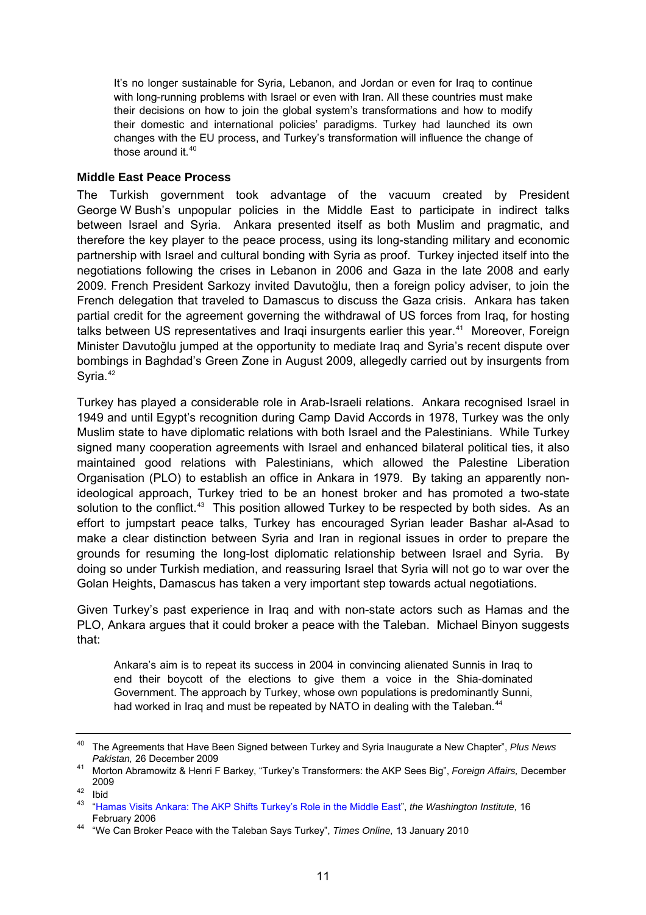> It's no longer sustainable for Syria, Lebanon, and Jordan or even for Iraq to continue with long-running problems with Israel or even with Iran. All these countries must make their decisions on how to join the global system's transformations and how to modify their domestic and international policies' paradigms. Turkey had launched its own changes with the EU process, and Turkey's transformation will influence the change of those around it.[40]

**Middle East Peace Process**

The Turkish government took advantage of the vacuum created by President George W Bush's unpopular policies in the Middle East to participate in indirect talks between Israel and Syria. Ankara presented itself as both Muslim and pragmatic, and therefore the key player to the peace process, using its long-standing military and economic partnership with Israel and cultural bonding with Syria as proof. Turkey injected itself into the negotiations following the crises in Lebanon in 2006 and Gaza in the late 2008 and early 2009. French President Sarkozy invited Davutoğlu, then a foreign policy adviser, to join the French delegation that traveled to Damascus to discuss the Gaza crisis. Ankara has taken partial credit for the agreement governing the withdrawal of US forces from Iraq, for hosting talks between US representatives and Iraqi insurgents earlier this year.[41] Moreover, Foreign Minister Davutoğlu jumped at the opportunity to mediate Iraq and Syria's recent dispute over bombings in Baghdad's Green Zone in August 2009, allegedly carried out by insurgents from Syria.[42]

Turkey has played a considerable role in Arab-Israeli relations. Ankara recognised Israel in 1949 and until Egypt's recognition during Camp David Accords in 1978, Turkey was the only Muslim state to have diplomatic relations with both Israel and the Palestinians. While Turkey signed many cooperation agreements with Israel and enhanced bilateral political ties, it also maintained good relations with Palestinians, which allowed the Palestine Liberation Organisation (PLO) to establish an office in Ankara in 1979. By taking an apparently non-ideological approach, Turkey tried to be an honest broker and has promoted a two-state solution to the conflict.[43] This position allowed Turkey to be respected by both sides. As an effort to jumpstart peace talks, Turkey has encouraged Syrian leader Bashar al-Asad to make a clear distinction between Syria and Iran in regional issues in order to prepare the grounds for resuming the long-lost diplomatic relationship between Israel and Syria. By doing so under Turkish mediation, and reassuring Israel that Syria will not go to war over the Golan Heights, Damascus has taken a very important step towards actual negotiations.

Given Turkey's past experience in Iraq and with non-state actors such as Hamas and the PLO, Ankara argues that it could broker a peace with the Taleban. Michael Binyon suggests that:

> Ankara's aim is to repeat its success in 2004 in convincing alienated Sunnis in Iraq to end their boycott of the elections to give them a voice in the Shia-dominated Government. The approach by Turkey, whose own populations is predominantly Sunni, had worked in Iraq and must be repeated by NATO in dealing with the Taleban.[44]

---

[40] The Agreements that Have Been Signed between Turkey and Syria Inaugurate a New Chapter", *Plus News Pakistan,* 26 December 2009

[41] Morton Abramowitz & Henri F Barkey, "Turkey's Transformers: the AKP Sees Big", *Foreign Affairs,* December 2009

[42] Ibid

[43] "Hamas Visits Ankara: The AKP Shifts Turkey's Role in the Middle East", *the Washington Institute,* 16 February 2006

[44] "We Can Broker Peace with the Taleban Says Turkey", *Times Online,* 13 January 2010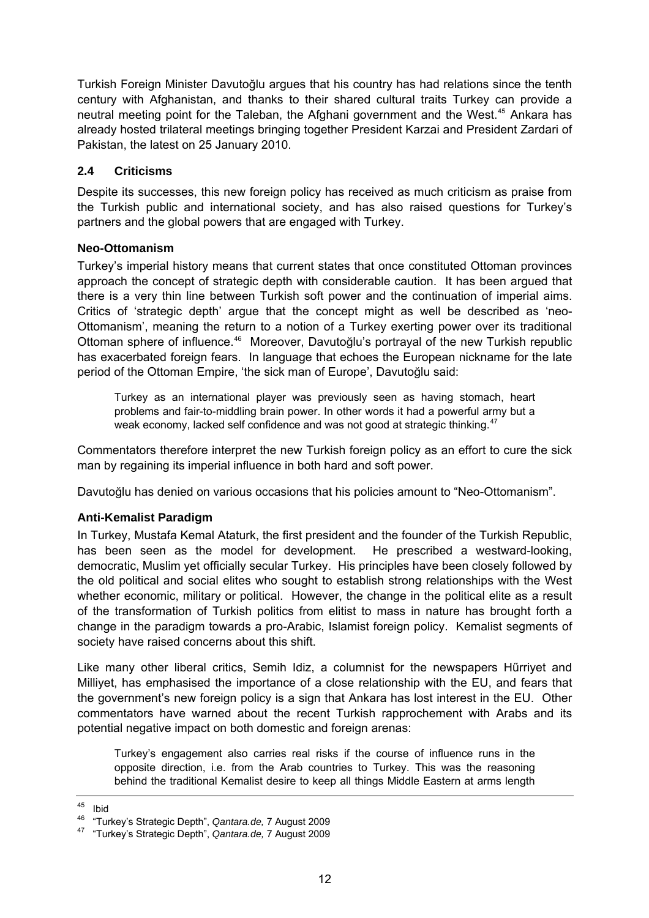Turkish Foreign Minister Davutoğlu argues that his country has had relations since the tenth century with Afghanistan, and thanks to their shared cultural traits Turkey can provide a neutral meeting point for the Taleban, the Afghani government and the West.[45] Ankara has already hosted trilateral meetings bringing together President Karzai and President Zardari of Pakistan, the latest on 25 January 2010.

## 2.4 Criticisms

Despite its successes, this new foreign policy has received as much criticism as praise from the Turkish public and international society, and has also raised questions for Turkey's partners and the global powers that are engaged with Turkey.

### Neo-Ottomanism

Turkey's imperial history means that current states that once constituted Ottoman provinces approach the concept of strategic depth with considerable caution. It has been argued that there is a very thin line between Turkish soft power and the continuation of imperial aims. Critics of 'strategic depth' argue that the concept might as well be described as 'neo-Ottomanism', meaning the return to a notion of a Turkey exerting power over its traditional Ottoman sphere of influence.[46] Moreover, Davutoğlu's portrayal of the new Turkish republic has exacerbated foreign fears. In language that echoes the European nickname for the late period of the Ottoman Empire, 'the sick man of Europe', Davutoğlu said:

> Turkey as an international player was previously seen as having stomach, heart problems and fair-to-middling brain power. In other words it had a powerful army but a weak economy, lacked self confidence and was not good at strategic thinking.[47]

Commentators therefore interpret the new Turkish foreign policy as an effort to cure the sick man by regaining its imperial influence in both hard and soft power.

Davutoğlu has denied on various occasions that his policies amount to "Neo-Ottomanism".

### Anti-Kemalist Paradigm

In Turkey, Mustafa Kemal Ataturk, the first president and the founder of the Turkish Republic, has been seen as the model for development. He prescribed a westward-looking, democratic, Muslim yet officially secular Turkey. His principles have been closely followed by the old political and social elites who sought to establish strong relationships with the West whether economic, military or political. However, the change in the political elite as a result of the transformation of Turkish politics from elitist to mass in nature has brought forth a change in the paradigm towards a pro-Arabic, Islamist foreign policy. Kemalist segments of society have raised concerns about this shift.

Like many other liberal critics, Semih Idiz, a columnist for the newspapers Hűrriyet and Milliyet, has emphasised the importance of a close relationship with the EU, and fears that the government's new foreign policy is a sign that Ankara has lost interest in the EU. Other commentators have warned about the recent Turkish rapprochement with Arabs and its potential negative impact on both domestic and foreign arenas:

> Turkey's engagement also carries real risks if the course of influence runs in the opposite direction, i.e. from the Arab countries to Turkey. This was the reasoning behind the traditional Kemalist desire to keep all things Middle Eastern at arms length

---

[45] Ibid

[46] "Turkey's Strategic Depth", *Qantara.de,* 7 August 2009

[47] "Turkey's Strategic Depth", *Qantara.de,* 7 August 2009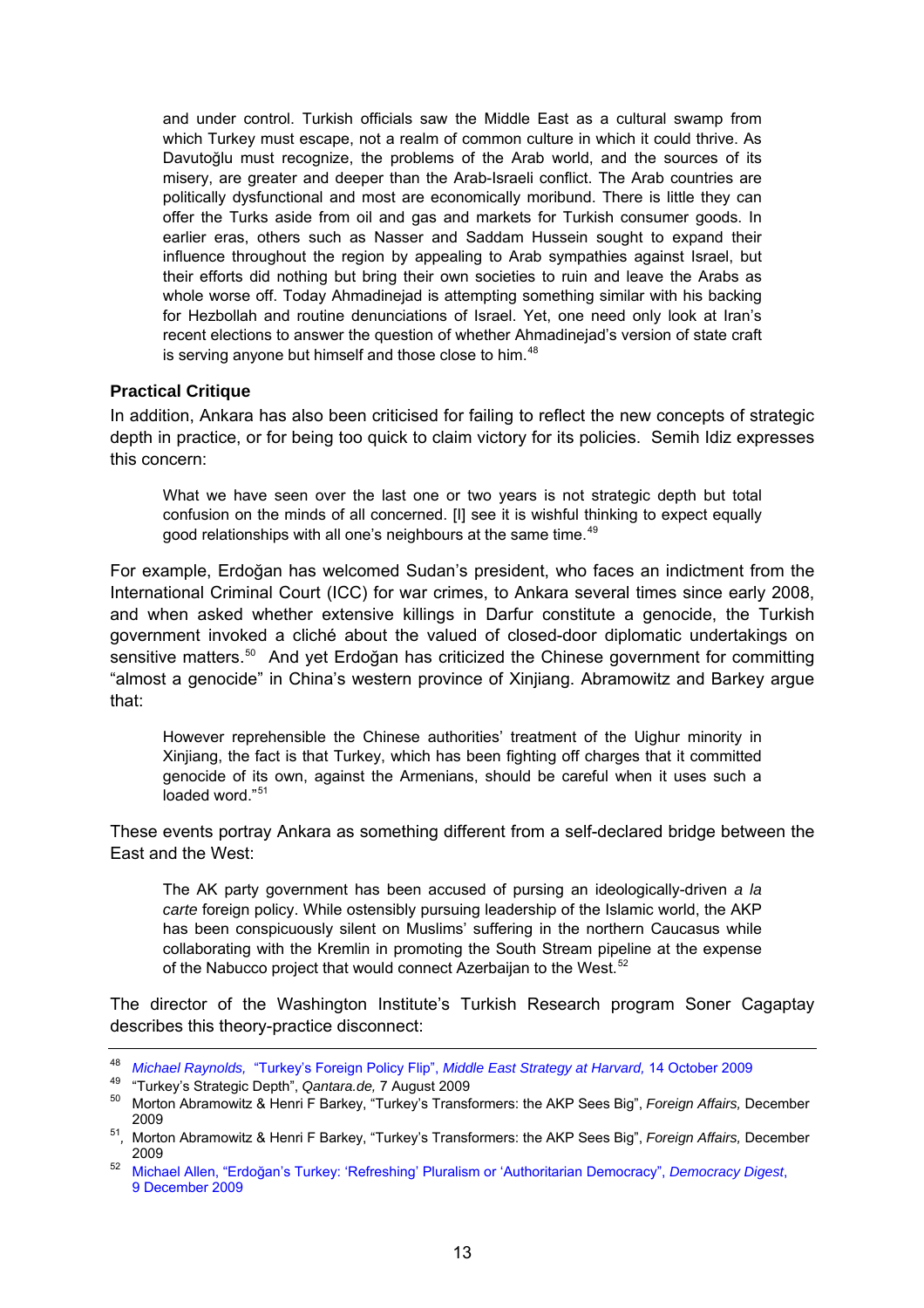> and under control. Turkish officials saw the Middle East as a cultural swamp from which Turkey must escape, not a realm of common culture in which it could thrive. As Davutoğlu must recognize, the problems of the Arab world, and the sources of its misery, are greater and deeper than the Arab-Israeli conflict. The Arab countries are politically dysfunctional and most are economically moribund. There is little they can offer the Turks aside from oil and gas and markets for Turkish consumer goods. In earlier eras, others such as Nasser and Saddam Hussein sought to expand their influence throughout the region by appealing to Arab sympathies against Israel, but their efforts did nothing but bring their own societies to ruin and leave the Arabs as whole worse off. Today Ahmadinejad is attempting something similar with his backing for Hezbollah and routine denunciations of Israel. Yet, one need only look at Iran's recent elections to answer the question of whether Ahmadinejad's version of state craft is serving anyone but himself and those close to him.[48]

#### Practical Critique

In addition, Ankara has also been criticised for failing to reflect the new concepts of strategic depth in practice, or for being too quick to claim victory for its policies. Semih Idiz expresses this concern:

> What we have seen over the last one or two years is not strategic depth but total confusion on the minds of all concerned. [I] see it is wishful thinking to expect equally good relationships with all one's neighbours at the same time.[49]

For example, Erdoğan has welcomed Sudan's president, who faces an indictment from the International Criminal Court (ICC) for war crimes, to Ankara several times since early 2008, and when asked whether extensive killings in Darfur constitute a genocide, the Turkish government invoked a cliché about the valued of closed-door diplomatic undertakings on sensitive matters.[50] And yet Erdoğan has criticized the Chinese government for committing "almost a genocide" in China's western province of Xinjiang. Abramowitz and Barkey argue that:

> However reprehensible the Chinese authorities' treatment of the Uighur minority in Xinjiang, the fact is that Turkey, which has been fighting off charges that it committed genocide of its own, against the Armenians, should be careful when it uses such a loaded word."[51]

These events portray Ankara as something different from a self-declared bridge between the East and the West:

> The AK party government has been accused of pursing an ideologically-driven *a la carte* foreign policy. While ostensibly pursuing leadership of the Islamic world, the AKP has been conspicuously silent on Muslims' suffering in the northern Caucasus while collaborating with the Kremlin in promoting the South Stream pipeline at the expense of the Nabucco project that would connect Azerbaijan to the West.[52]

The director of the Washington Institute's Turkish Research program Soner Cagaptay describes this theory-practice disconnect:

---

[48] *Michael Raynolds,* "Turkey's Foreign Policy Flip", *Middle East Strategy at Harvard,* 14 October 2009

[49] "Turkey's Strategic Depth", *Qantara.de,* 7 August 2009

[50] Morton Abramowitz & Henri F Barkey, "Turkey's Transformers: the AKP Sees Big", *Foreign Affairs,* December 2009

[51], Morton Abramowitz & Henri F Barkey, "Turkey's Transformers: the AKP Sees Big", *Foreign Affairs,* December 2009

[52] Michael Allen, "Erdoğan's Turkey: 'Refreshing' Pluralism or 'Authoritarian Democracy", *Democracy Digest*, 9 December 2009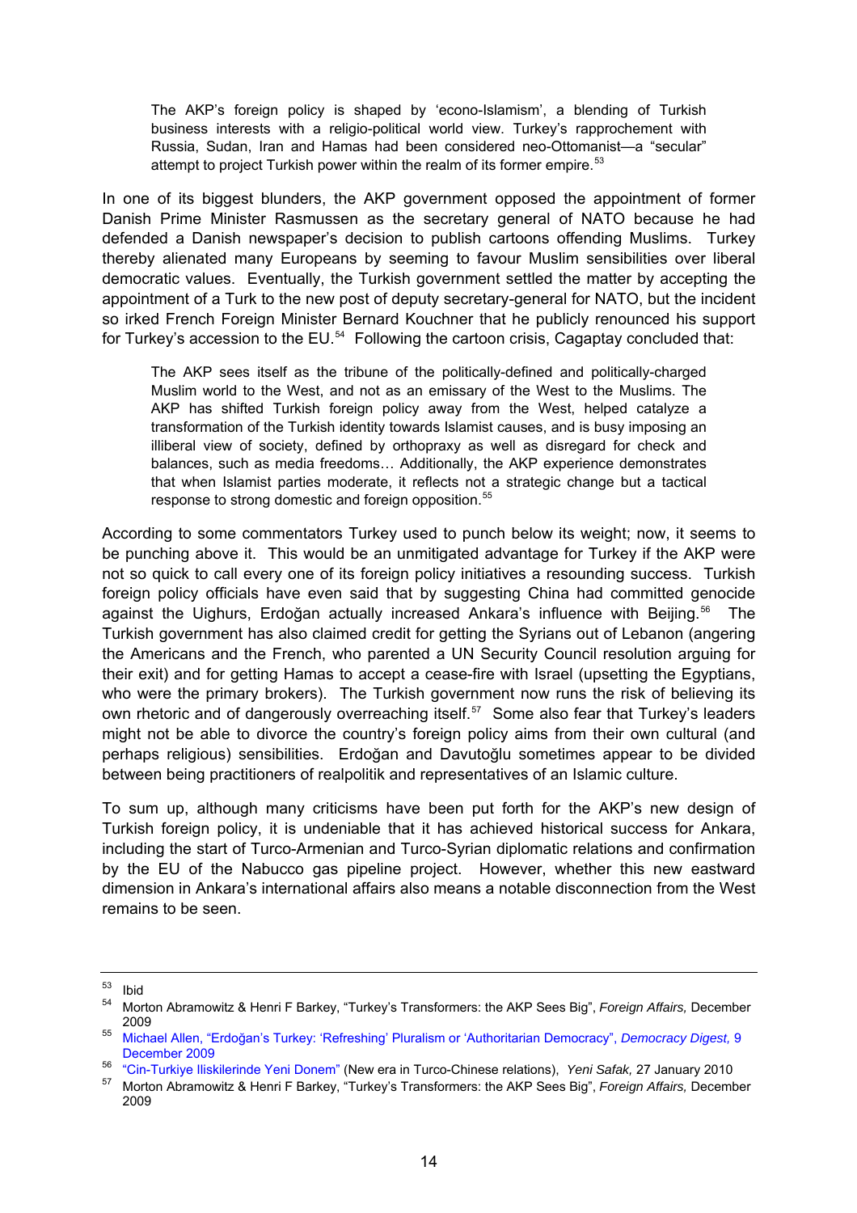> The AKP's foreign policy is shaped by 'econo-Islamism', a blending of Turkish business interests with a religio-political world view. Turkey's rapprochement with Russia, Sudan, Iran and Hamas had been considered neo-Ottomanist—a "secular" attempt to project Turkish power within the realm of its former empire.[53]

In one of its biggest blunders, the AKP government opposed the appointment of former Danish Prime Minister Rasmussen as the secretary general of NATO because he had defended a Danish newspaper's decision to publish cartoons offending Muslims. Turkey thereby alienated many Europeans by seeming to favour Muslim sensibilities over liberal democratic values. Eventually, the Turkish government settled the matter by accepting the appointment of a Turk to the new post of deputy secretary-general for NATO, but the incident so irked French Foreign Minister Bernard Kouchner that he publicly renounced his support for Turkey's accession to the EU.[54] Following the cartoon crisis, Cagaptay concluded that:

> The AKP sees itself as the tribune of the politically-defined and politically-charged Muslim world to the West, and not as an emissary of the West to the Muslims. The AKP has shifted Turkish foreign policy away from the West, helped catalyze a transformation of the Turkish identity towards Islamist causes, and is busy imposing an illiberal view of society, defined by orthopraxy as well as disregard for check and balances, such as media freedoms… Additionally, the AKP experience demonstrates that when Islamist parties moderate, it reflects not a strategic change but a tactical response to strong domestic and foreign opposition.[55]

According to some commentators Turkey used to punch below its weight; now, it seems to be punching above it. This would be an unmitigated advantage for Turkey if the AKP were not so quick to call every one of its foreign policy initiatives a resounding success. Turkish foreign policy officials have even said that by suggesting China had committed genocide against the Uighurs, Erdoğan actually increased Ankara's influence with Beijing.[56] The Turkish government has also claimed credit for getting the Syrians out of Lebanon (angering the Americans and the French, who parented a UN Security Council resolution arguing for their exit) and for getting Hamas to accept a cease-fire with Israel (upsetting the Egyptians, who were the primary brokers). The Turkish government now runs the risk of believing its own rhetoric and of dangerously overreaching itself.[57] Some also fear that Turkey's leaders might not be able to divorce the country's foreign policy aims from their own cultural (and perhaps religious) sensibilities. Erdoğan and Davutoğlu sometimes appear to be divided between being practitioners of realpolitik and representatives of an Islamic culture.

To sum up, although many criticisms have been put forth for the AKP's new design of Turkish foreign policy, it is undeniable that it has achieved historical success for Ankara, including the start of Turco-Armenian and Turco-Syrian diplomatic relations and confirmation by the EU of the Nabucco gas pipeline project. However, whether this new eastward dimension in Ankara's international affairs also means a notable disconnection from the West remains to be seen.

---

[53] Ibid

[54] Morton Abramowitz & Henri F Barkey, "Turkey's Transformers: the AKP Sees Big", *Foreign Affairs,* December 2009

[55] Michael Allen, "Erdoğan's Turkey: 'Refreshing' Pluralism or 'Authoritarian Democracy", *Democracy Digest,* 9 December 2009

[56] "Cin-Turkiye Iliskilerinde Yeni Donem" (New era in Turco-Chinese relations), *Yeni Safak,* 27 January 2010

[57] Morton Abramowitz & Henri F Barkey, "Turkey's Transformers: the AKP Sees Big", *Foreign Affairs,* December 2009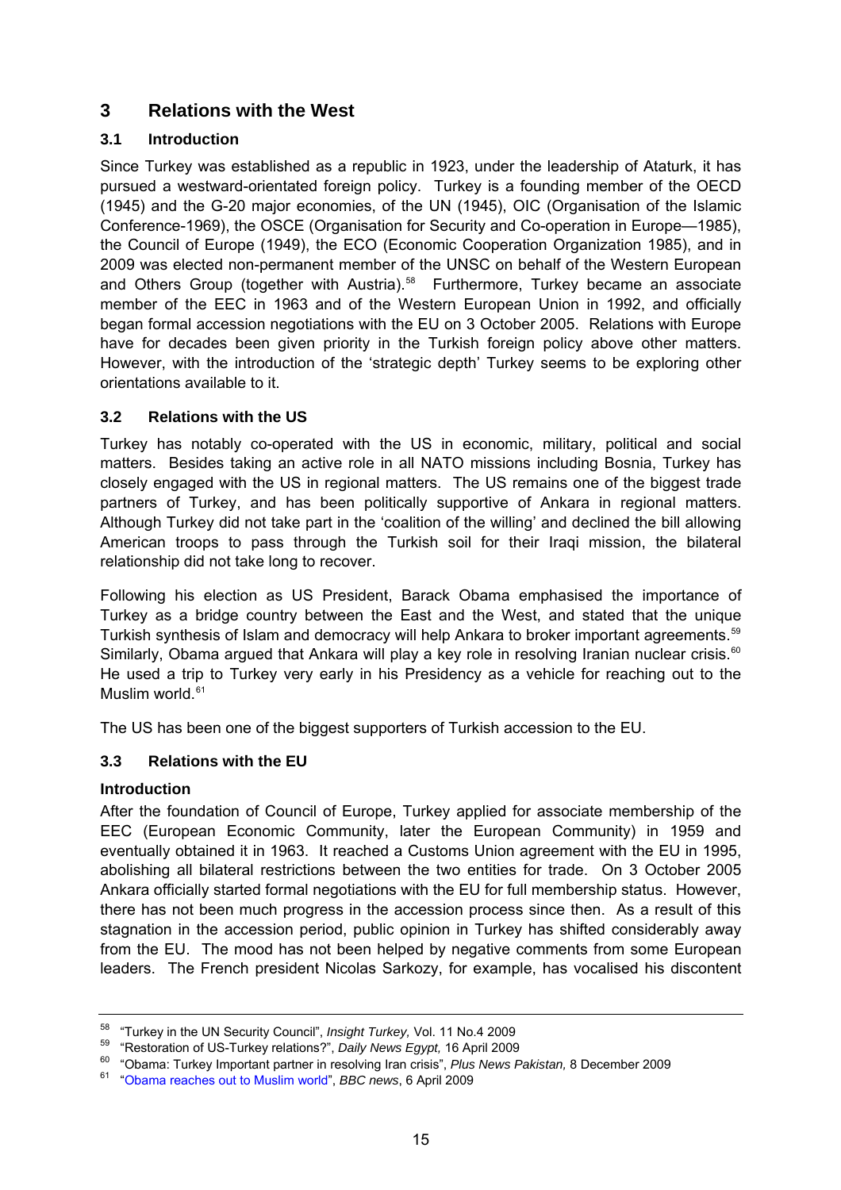# 3 Relations with the West

## 3.1 Introduction

Since Turkey was established as a republic in 1923, under the leadership of Ataturk, it has pursued a westward-orientated foreign policy. Turkey is a founding member of the OECD (1945) and the G-20 major economies, of the UN (1945), OIC (Organisation of the Islamic Conference-1969), the OSCE (Organisation for Security and Co-operation in Europe—1985), the Council of Europe (1949), the ECO (Economic Cooperation Organization 1985), and in 2009 was elected non-permanent member of the UNSC on behalf of the Western European and Others Group (together with Austria).[58] Furthermore, Turkey became an associate member of the EEC in 1963 and of the Western European Union in 1992, and officially began formal accession negotiations with the EU on 3 October 2005. Relations with Europe have for decades been given priority in the Turkish foreign policy above other matters. However, with the introduction of the 'strategic depth' Turkey seems to be exploring other orientations available to it.

## 3.2 Relations with the US

Turkey has notably co-operated with the US in economic, military, political and social matters. Besides taking an active role in all NATO missions including Bosnia, Turkey has closely engaged with the US in regional matters. The US remains one of the biggest trade partners of Turkey, and has been politically supportive of Ankara in regional matters. Although Turkey did not take part in the 'coalition of the willing' and declined the bill allowing American troops to pass through the Turkish soil for their Iraqi mission, the bilateral relationship did not take long to recover.

Following his election as US President, Barack Obama emphasised the importance of Turkey as a bridge country between the East and the West, and stated that the unique Turkish synthesis of Islam and democracy will help Ankara to broker important agreements.[59] Similarly, Obama argued that Ankara will play a key role in resolving Iranian nuclear crisis.[60] He used a trip to Turkey very early in his Presidency as a vehicle for reaching out to the Muslim world.[61]

The US has been one of the biggest supporters of Turkish accession to the EU.

## 3.3 Relations with the EU

### Introduction

After the foundation of Council of Europe, Turkey applied for associate membership of the EEC (European Economic Community, later the European Community) in 1959 and eventually obtained it in 1963. It reached a Customs Union agreement with the EU in 1995, abolishing all bilateral restrictions between the two entities for trade. On 3 October 2005 Ankara officially started formal negotiations with the EU for full membership status. However, there has not been much progress in the accession process since then. As a result of this stagnation in the accession period, public opinion in Turkey has shifted considerably away from the EU. The mood has not been helped by negative comments from some European leaders. The French president Nicolas Sarkozy, for example, has vocalised his discontent

---

[58] "Turkey in the UN Security Council", *Insight Turkey,* Vol. 11 No.4 2009

[59] "Restoration of US-Turkey relations?", *Daily News Egypt,* 16 April 2009

[60] "Obama: Turkey Important partner in resolving Iran crisis", *Plus News Pakistan,* 8 December 2009

[61] "Obama reaches out to Muslim world", *BBC news*, 6 April 2009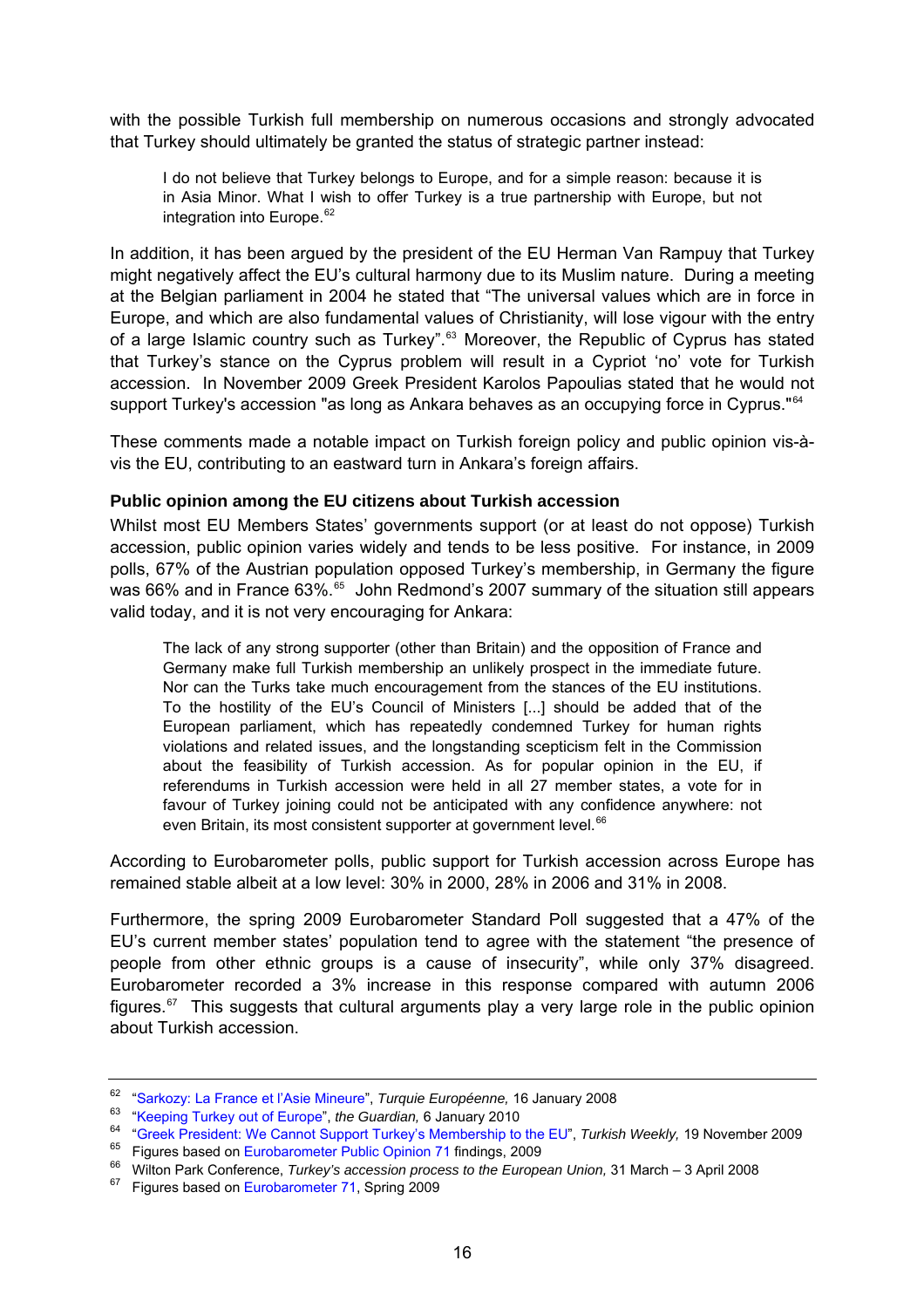with the possible Turkish full membership on numerous occasions and strongly advocated that Turkey should ultimately be granted the status of strategic partner instead:

> I do not believe that Turkey belongs to Europe, and for a simple reason: because it is in Asia Minor. What I wish to offer Turkey is a true partnership with Europe, but not integration into Europe.[62]

In addition, it has been argued by the president of the EU Herman Van Rampuy that Turkey might negatively affect the EU's cultural harmony due to its Muslim nature. During a meeting at the Belgian parliament in 2004 he stated that "The universal values which are in force in Europe, and which are also fundamental values of Christianity, will lose vigour with the entry of a large Islamic country such as Turkey".[63] Moreover, the Republic of Cyprus has stated that Turkey's stance on the Cyprus problem will result in a Cypriot 'no' vote for Turkish accession. In November 2009 Greek President Karolos Papoulias stated that he would not support Turkey's accession "as long as Ankara behaves as an occupying force in Cyprus."[64]

These comments made a notable impact on Turkish foreign policy and public opinion vis-à-vis the EU, contributing to an eastward turn in Ankara's foreign affairs.

**Public opinion among the EU citizens about Turkish accession**

Whilst most EU Members States' governments support (or at least do not oppose) Turkish accession, public opinion varies widely and tends to be less positive. For instance, in 2009 polls, 67% of the Austrian population opposed Turkey's membership, in Germany the figure was 66% and in France 63%.[65] John Redmond's 2007 summary of the situation still appears valid today, and it is not very encouraging for Ankara:

> The lack of any strong supporter (other than Britain) and the opposition of France and Germany make full Turkish membership an unlikely prospect in the immediate future. Nor can the Turks take much encouragement from the stances of the EU institutions. To the hostility of the EU's Council of Ministers [...] should be added that of the European parliament, which has repeatedly condemned Turkey for human rights violations and related issues, and the longstanding scepticism felt in the Commission about the feasibility of Turkish accession. As for popular opinion in the EU, if referendums in Turkish accession were held in all 27 member states, a vote for in favour of Turkey joining could not be anticipated with any confidence anywhere: not even Britain, its most consistent supporter at government level.[66]

According to Eurobarometer polls, public support for Turkish accession across Europe has remained stable albeit at a low level: 30% in 2000, 28% in 2006 and 31% in 2008.

Furthermore, the spring 2009 Eurobarometer Standard Poll suggested that a 47% of the EU's current member states' population tend to agree with the statement "the presence of people from other ethnic groups is a cause of insecurity", while only 37% disagreed. Eurobarometer recorded a 3% increase in this response compared with autumn 2006 figures.[67] This suggests that cultural arguments play a very large role in the public opinion about Turkish accession.

---

[62] "Sarkozy: La France et l'Asie Mineure", *Turquie Européenne,* 16 January 2008

[63] "Keeping Turkey out of Europe", *the Guardian,* 6 January 2010

[64] "Greek President: We Cannot Support Turkey's Membership to the EU", *Turkish Weekly,* 19 November 2009

[65] Figures based on Eurobarometer Public Opinion 71 findings, 2009

[66] Wilton Park Conference, *Turkey's accession process to the European Union,* 31 March – 3 April 2008

[67] Figures based on Eurobarometer 71, Spring 2009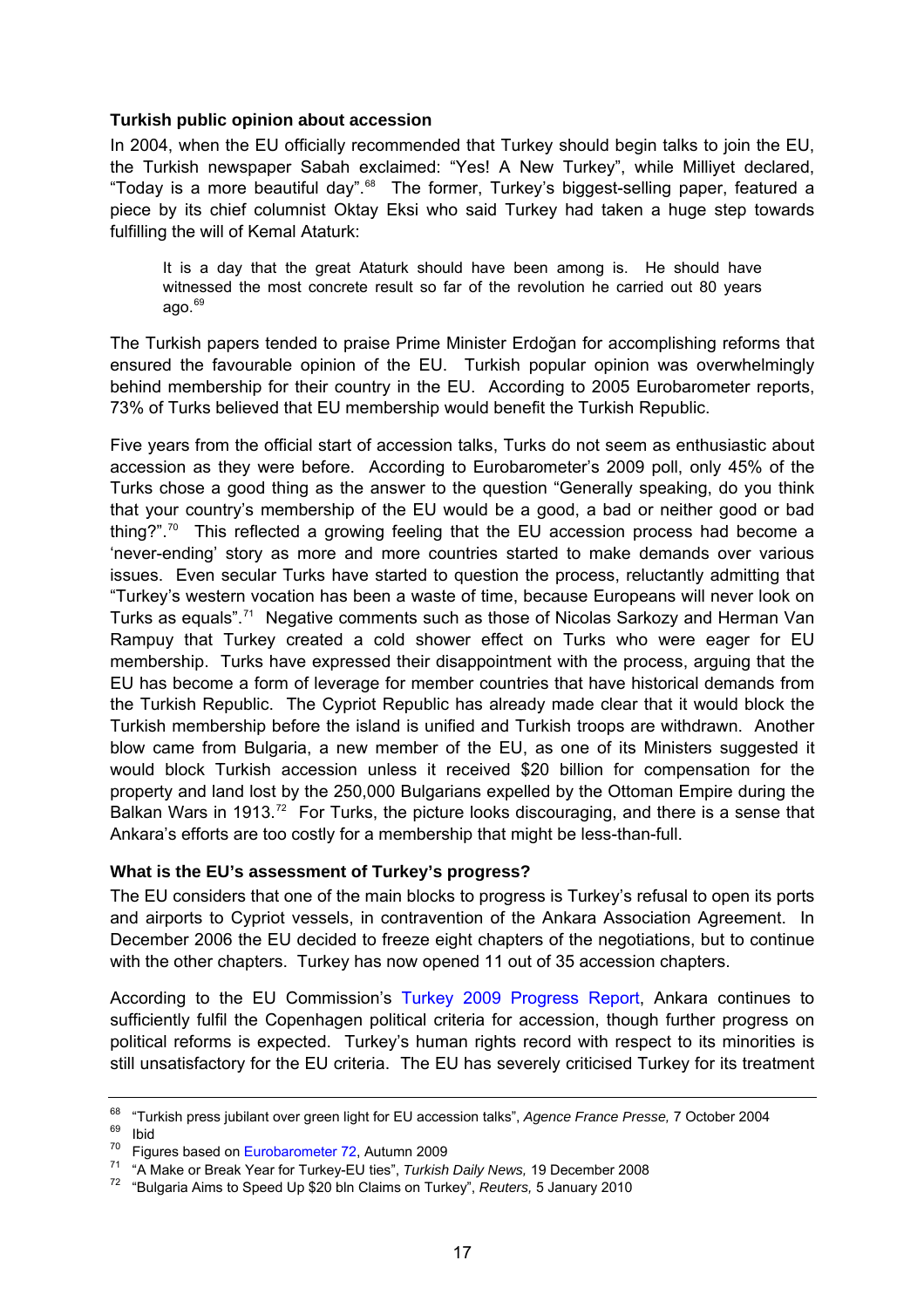**Turkish public opinion about accession**

In 2004, when the EU officially recommended that Turkey should begin talks to join the EU, the Turkish newspaper Sabah exclaimed: "Yes! A New Turkey", while Milliyet declared, "Today is a more beautiful day".[68] The former, Turkey's biggest-selling paper, featured a piece by its chief columnist Oktay Eksi who said Turkey had taken a huge step towards fulfilling the will of Kemal Ataturk:

> It is a day that the great Ataturk should have been among is. He should have witnessed the most concrete result so far of the revolution he carried out 80 years ago.[69]

The Turkish papers tended to praise Prime Minister Erdoğan for accomplishing reforms that ensured the favourable opinion of the EU. Turkish popular opinion was overwhelmingly behind membership for their country in the EU. According to 2005 Eurobarometer reports, 73% of Turks believed that EU membership would benefit the Turkish Republic.

Five years from the official start of accession talks, Turks do not seem as enthusiastic about accession as they were before. According to Eurobarometer's 2009 poll, only 45% of the Turks chose a good thing as the answer to the question "Generally speaking, do you think that your country's membership of the EU would be a good, a bad or neither good or bad thing?".[70] This reflected a growing feeling that the EU accession process had become a 'never-ending' story as more and more countries started to make demands over various issues. Even secular Turks have started to question the process, reluctantly admitting that "Turkey's western vocation has been a waste of time, because Europeans will never look on Turks as equals".[71] Negative comments such as those of Nicolas Sarkozy and Herman Van Rampuy that Turkey created a cold shower effect on Turks who were eager for EU membership. Turks have expressed their disappointment with the process, arguing that the EU has become a form of leverage for member countries that have historical demands from the Turkish Republic. The Cypriot Republic has already made clear that it would block the Turkish membership before the island is unified and Turkish troops are withdrawn. Another blow came from Bulgaria, a new member of the EU, as one of its Ministers suggested it would block Turkish accession unless it received $20 billion for compensation for the property and land lost by the 250,000 Bulgarians expelled by the Ottoman Empire during the Balkan Wars in 1913.[72] For Turks, the picture looks discouraging, and there is a sense that Ankara's efforts are too costly for a membership that might be less-than-full.

**What is the EU's assessment of Turkey's progress?**

The EU considers that one of the main blocks to progress is Turkey's refusal to open its ports and airports to Cypriot vessels, in contravention of the Ankara Association Agreement. In December 2006 the EU decided to freeze eight chapters of the negotiations, but to continue with the other chapters. Turkey has now opened 11 out of 35 accession chapters.

According to the EU Commission's Turkey 2009 Progress Report, Ankara continues to sufficiently fulfil the Copenhagen political criteria for accession, though further progress on political reforms is expected. Turkey's human rights record with respect to its minorities is still unsatisfactory for the EU criteria. The EU has severely criticised Turkey for its treatment

---

[68] "Turkish press jubilant over green light for EU accession talks", *Agence France Presse,* 7 October 2004

[69] Ibid

[70] Figures based on Eurobarometer 72, Autumn 2009

[71] "A Make or Break Year for Turkey-EU ties", *Turkish Daily News,* 19 December 2008

[72] "Bulgaria Aims to Speed Up $20 bln Claims on Turkey", *Reuters,* 5 January 2010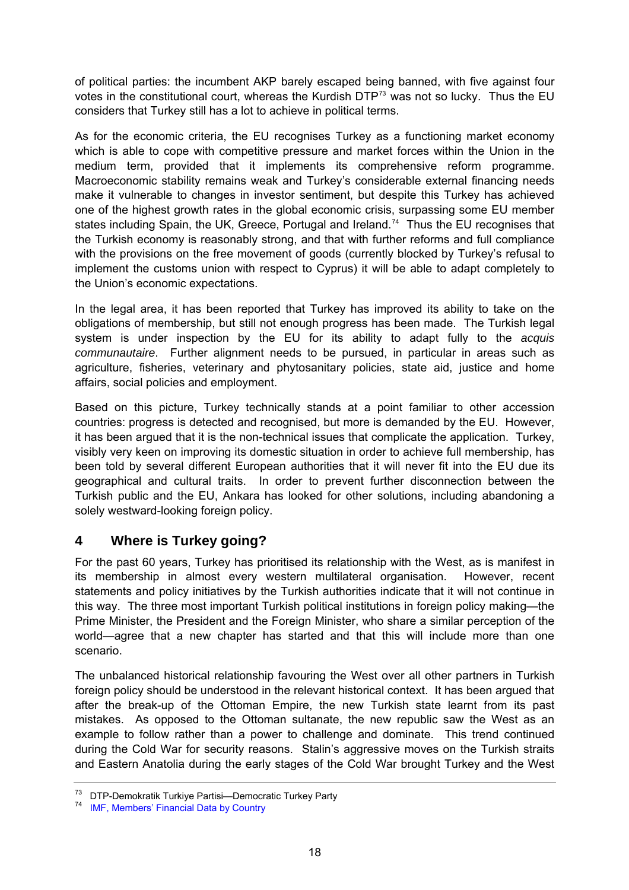of political parties: the incumbent AKP barely escaped being banned, with five against four votes in the constitutional court, whereas the Kurdish DTP[73] was not so lucky. Thus the EU considers that Turkey still has a lot to achieve in political terms.

As for the economic criteria, the EU recognises Turkey as a functioning market economy which is able to cope with competitive pressure and market forces within the Union in the medium term, provided that it implements its comprehensive reform programme. Macroeconomic stability remains weak and Turkey's considerable external financing needs make it vulnerable to changes in investor sentiment, but despite this Turkey has achieved one of the highest growth rates in the global economic crisis, surpassing some EU member states including Spain, the UK, Greece, Portugal and Ireland.[74] Thus the EU recognises that the Turkish economy is reasonably strong, and that with further reforms and full compliance with the provisions on the free movement of goods (currently blocked by Turkey's refusal to implement the customs union with respect to Cyprus) it will be able to adapt completely to the Union's economic expectations.

In the legal area, it has been reported that Turkey has improved its ability to take on the obligations of membership, but still not enough progress has been made. The Turkish legal system is under inspection by the EU for its ability to adapt fully to the *acquis communautaire*. Further alignment needs to be pursued, in particular in areas such as agriculture, fisheries, veterinary and phytosanitary policies, state aid, justice and home affairs, social policies and employment.

Based on this picture, Turkey technically stands at a point familiar to other accession countries: progress is detected and recognised, but more is demanded by the EU. However, it has been argued that it is the non-technical issues that complicate the application. Turkey, visibly very keen on improving its domestic situation in order to achieve full membership, has been told by several different European authorities that it will never fit into the EU due its geographical and cultural traits. In order to prevent further disconnection between the Turkish public and the EU, Ankara has looked for other solutions, including abandoning a solely westward-looking foreign policy.

## 4 Where is Turkey going?

For the past 60 years, Turkey has prioritised its relationship with the West, as is manifest in its membership in almost every western multilateral organisation. However, recent statements and policy initiatives by the Turkish authorities indicate that it will not continue in this way. The three most important Turkish political institutions in foreign policy making—the Prime Minister, the President and the Foreign Minister, who share a similar perception of the world—agree that a new chapter has started and that this will include more than one scenario.

The unbalanced historical relationship favouring the West over all other partners in Turkish foreign policy should be understood in the relevant historical context. It has been argued that after the break-up of the Ottoman Empire, the new Turkish state learnt from its past mistakes. As opposed to the Ottoman sultanate, the new republic saw the West as an example to follow rather than a power to challenge and dominate. This trend continued during the Cold War for security reasons. Stalin's aggressive moves on the Turkish straits and Eastern Anatolia during the early stages of the Cold War brought Turkey and the West

---

[73] DTP-Demokratik Turkiye Partisi—Democratic Turkey Party

[74] IMF, Members' Financial Data by Country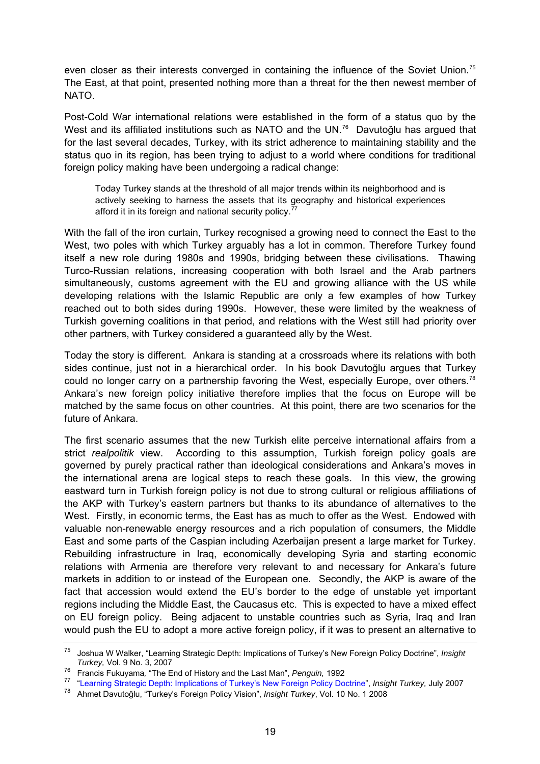even closer as their interests converged in containing the influence of the Soviet Union.[75] The East, at that point, presented nothing more than a threat for the then newest member of NATO.

Post-Cold War international relations were established in the form of a status quo by the West and its affiliated institutions such as NATO and the UN.[76] Davutoğlu has argued that for the last several decades, Turkey, with its strict adherence to maintaining stability and the status quo in its region, has been trying to adjust to a world where conditions for traditional foreign policy making have been undergoing a radical change:

> Today Turkey stands at the threshold of all major trends within its neighborhood and is actively seeking to harness the assets that its geography and historical experiences afford it in its foreign and national security policy.[77]

With the fall of the iron curtain, Turkey recognised a growing need to connect the East to the West, two poles with which Turkey arguably has a lot in common. Therefore Turkey found itself a new role during 1980s and 1990s, bridging between these civilisations. Thawing Turco-Russian relations, increasing cooperation with both Israel and the Arab partners simultaneously, customs agreement with the EU and growing alliance with the US while developing relations with the Islamic Republic are only a few examples of how Turkey reached out to both sides during 1990s. However, these were limited by the weakness of Turkish governing coalitions in that period, and relations with the West still had priority over other partners, with Turkey considered a guaranteed ally by the West.

Today the story is different. Ankara is standing at a crossroads where its relations with both sides continue, just not in a hierarchical order. In his book Davutoğlu argues that Turkey could no longer carry on a partnership favoring the West, especially Europe, over others.[78] Ankara's new foreign policy initiative therefore implies that the focus on Europe will be matched by the same focus on other countries. At this point, there are two scenarios for the future of Ankara.

The first scenario assumes that the new Turkish elite perceive international affairs from a strict *realpolitik* view. According to this assumption, Turkish foreign policy goals are governed by purely practical rather than ideological considerations and Ankara's moves in the international arena are logical steps to reach these goals. In this view, the growing eastward turn in Turkish foreign policy is not due to strong cultural or religious affiliations of the AKP with Turkey's eastern partners but thanks to its abundance of alternatives to the West. Firstly, in economic terms, the East has as much to offer as the West. Endowed with valuable non-renewable energy resources and a rich population of consumers, the Middle East and some parts of the Caspian including Azerbaijan present a large market for Turkey. Rebuilding infrastructure in Iraq, economically developing Syria and starting economic relations with Armenia are therefore very relevant to and necessary for Ankara's future markets in addition to or instead of the European one. Secondly, the AKP is aware of the fact that accession would extend the EU's border to the edge of unstable yet important regions including the Middle East, the Caucasus etc. This is expected to have a mixed effect on EU foreign policy. Being adjacent to unstable countries such as Syria, Iraq and Iran would push the EU to adopt a more active foreign policy, if it was to present an alternative to

---

[75] Joshua W Walker, "Learning Strategic Depth: Implications of Turkey's New Foreign Policy Doctrine", *Insight Turkey,* Vol. 9 No. 3, 2007

[76] Francis Fukuyama*,* "The End of History and the Last Man", *Penguin,* 1992

[77] "Learning Strategic Depth: Implications of Turkey's New Foreign Policy Doctrine", *Insight Turkey,* July 2007

[78] Ahmet Davutoğlu, "Turkey's Foreign Policy Vision", *Insight Turkey*, Vol. 10 No. 1 2008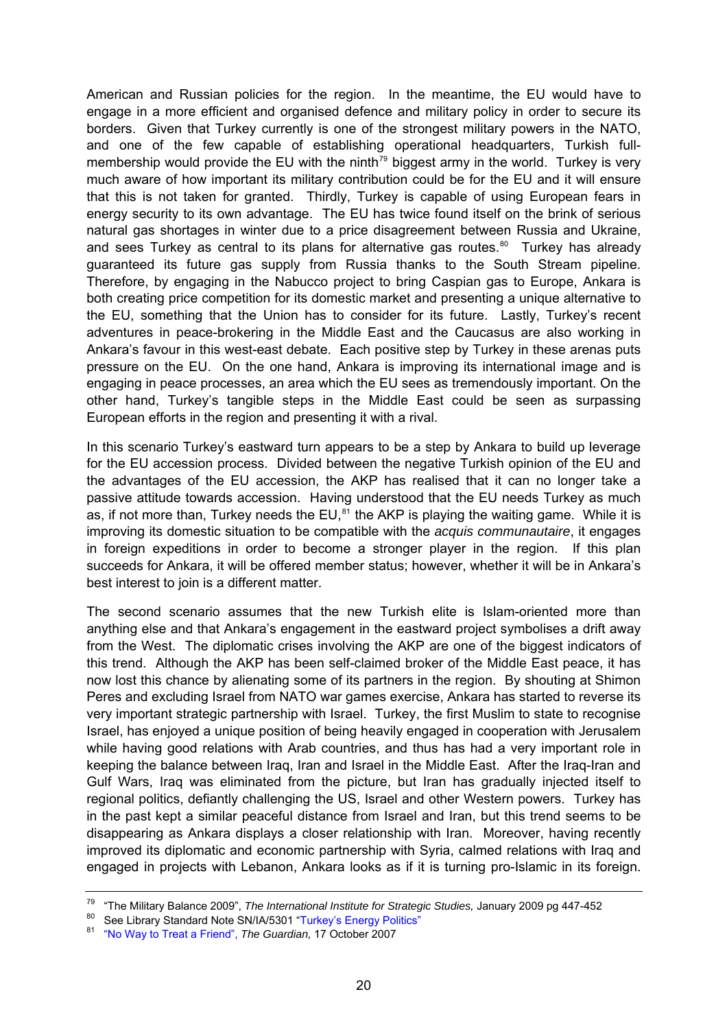American and Russian policies for the region. In the meantime, the EU would have to engage in a more efficient and organised defence and military policy in order to secure its borders. Given that Turkey currently is one of the strongest military powers in the NATO, and one of the few capable of establishing operational headquarters, Turkish full-membership would provide the EU with the ninth[79] biggest army in the world. Turkey is very much aware of how important its military contribution could be for the EU and it will ensure that this is not taken for granted. Thirdly, Turkey is capable of using European fears in energy security to its own advantage. The EU has twice found itself on the brink of serious natural gas shortages in winter due to a price disagreement between Russia and Ukraine, and sees Turkey as central to its plans for alternative gas routes.[80] Turkey has already guaranteed its future gas supply from Russia thanks to the South Stream pipeline. Therefore, by engaging in the Nabucco project to bring Caspian gas to Europe, Ankara is both creating price competition for its domestic market and presenting a unique alternative to the EU, something that the Union has to consider for its future. Lastly, Turkey's recent adventures in peace-brokering in the Middle East and the Caucasus are also working in Ankara's favour in this west-east debate. Each positive step by Turkey in these arenas puts pressure on the EU. On the one hand, Ankara is improving its international image and is engaging in peace processes, an area which the EU sees as tremendously important. On the other hand, Turkey's tangible steps in the Middle East could be seen as surpassing European efforts in the region and presenting it with a rival.

In this scenario Turkey's eastward turn appears to be a step by Ankara to build up leverage for the EU accession process. Divided between the negative Turkish opinion of the EU and the advantages of the EU accession, the AKP has realised that it can no longer take a passive attitude towards accession. Having understood that the EU needs Turkey as much as, if not more than, Turkey needs the EU,[81] the AKP is playing the waiting game. While it is improving its domestic situation to be compatible with the *acquis communautaire*, it engages in foreign expeditions in order to become a stronger player in the region. If this plan succeeds for Ankara, it will be offered member status; however, whether it will be in Ankara's best interest to join is a different matter.

The second scenario assumes that the new Turkish elite is Islam-oriented more than anything else and that Ankara's engagement in the eastward project symbolises a drift away from the West. The diplomatic crises involving the AKP are one of the biggest indicators of this trend. Although the AKP has been self-claimed broker of the Middle East peace, it has now lost this chance by alienating some of its partners in the region. By shouting at Shimon Peres and excluding Israel from NATO war games exercise, Ankara has started to reverse its very important strategic partnership with Israel. Turkey, the first Muslim to state to recognise Israel, has enjoyed a unique position of being heavily engaged in cooperation with Jerusalem while having good relations with Arab countries, and thus has had a very important role in keeping the balance between Iraq, Iran and Israel in the Middle East. After the Iraq-Iran and Gulf Wars, Iraq was eliminated from the picture, but Iran has gradually injected itself to regional politics, defiantly challenging the US, Israel and other Western powers. Turkey has in the past kept a similar peaceful distance from Israel and Iran, but this trend seems to be disappearing as Ankara displays a closer relationship with Iran. Moreover, having recently improved its diplomatic and economic partnership with Syria, calmed relations with Iraq and engaged in projects with Lebanon, Ankara looks as if it is turning pro-Islamic in its foreign.

---

[79] "The Military Balance 2009", *The International Institute for Strategic Studies,* January 2009 pg 447-452

[80] See Library Standard Note SN/IA/5301 "Turkey's Energy Politics"

[81] "No Way to Treat a Friend", *The Guardian,* 17 October 2007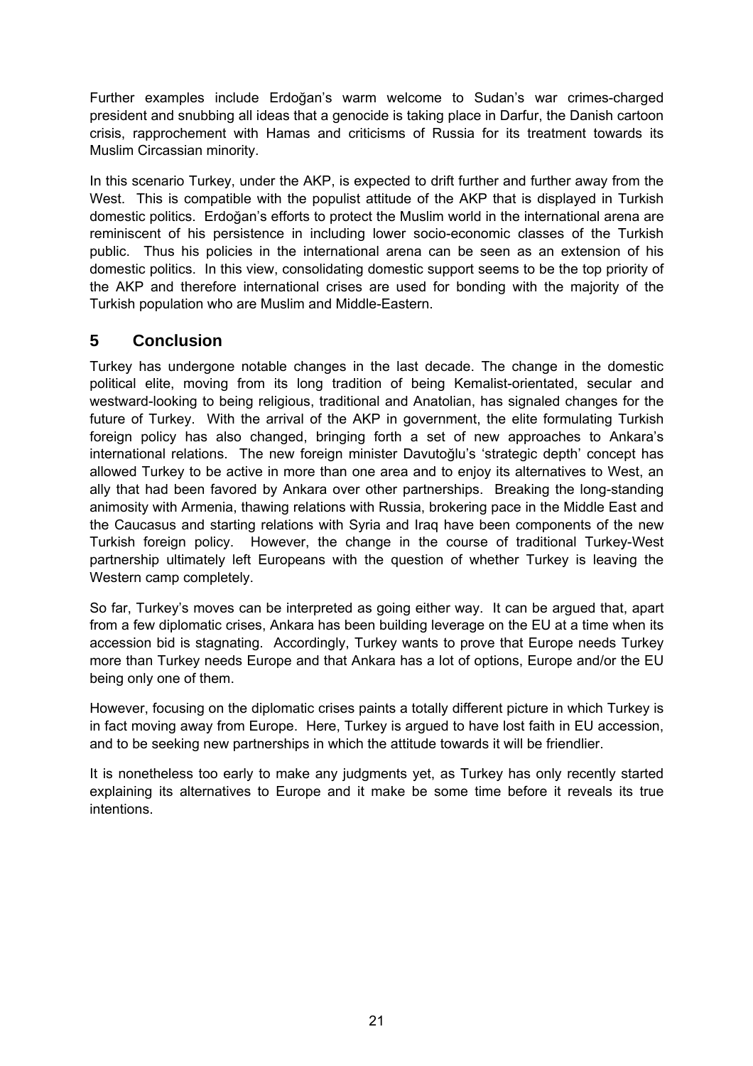Further examples include Erdoğan's warm welcome to Sudan's war crimes-charged president and snubbing all ideas that a genocide is taking place in Darfur, the Danish cartoon crisis, rapprochement with Hamas and criticisms of Russia for its treatment towards its Muslim Circassian minority.

In this scenario Turkey, under the AKP, is expected to drift further and further away from the West. This is compatible with the populist attitude of the AKP that is displayed in Turkish domestic politics. Erdoğan's efforts to protect the Muslim world in the international arena are reminiscent of his persistence in including lower socio-economic classes of the Turkish public. Thus his policies in the international arena can be seen as an extension of his domestic politics. In this view, consolidating domestic support seems to be the top priority of the AKP and therefore international crises are used for bonding with the majority of the Turkish population who are Muslim and Middle-Eastern.

## 5 Conclusion

Turkey has undergone notable changes in the last decade. The change in the domestic political elite, moving from its long tradition of being Kemalist-orientated, secular and westward-looking to being religious, traditional and Anatolian, has signaled changes for the future of Turkey. With the arrival of the AKP in government, the elite formulating Turkish foreign policy has also changed, bringing forth a set of new approaches to Ankara's international relations. The new foreign minister Davutoğlu's 'strategic depth' concept has allowed Turkey to be active in more than one area and to enjoy its alternatives to West, an ally that had been favored by Ankara over other partnerships. Breaking the long-standing animosity with Armenia, thawing relations with Russia, brokering pace in the Middle East and the Caucasus and starting relations with Syria and Iraq have been components of the new Turkish foreign policy. However, the change in the course of traditional Turkey-West partnership ultimately left Europeans with the question of whether Turkey is leaving the Western camp completely.

So far, Turkey's moves can be interpreted as going either way. It can be argued that, apart from a few diplomatic crises, Ankara has been building leverage on the EU at a time when its accession bid is stagnating. Accordingly, Turkey wants to prove that Europe needs Turkey more than Turkey needs Europe and that Ankara has a lot of options, Europe and/or the EU being only one of them.

However, focusing on the diplomatic crises paints a totally different picture in which Turkey is in fact moving away from Europe. Here, Turkey is argued to have lost faith in EU accession, and to be seeking new partnerships in which the attitude towards it will be friendlier.

It is nonetheless too early to make any judgments yet, as Turkey has only recently started explaining its alternatives to Europe and it make be some time before it reveals its true intentions.